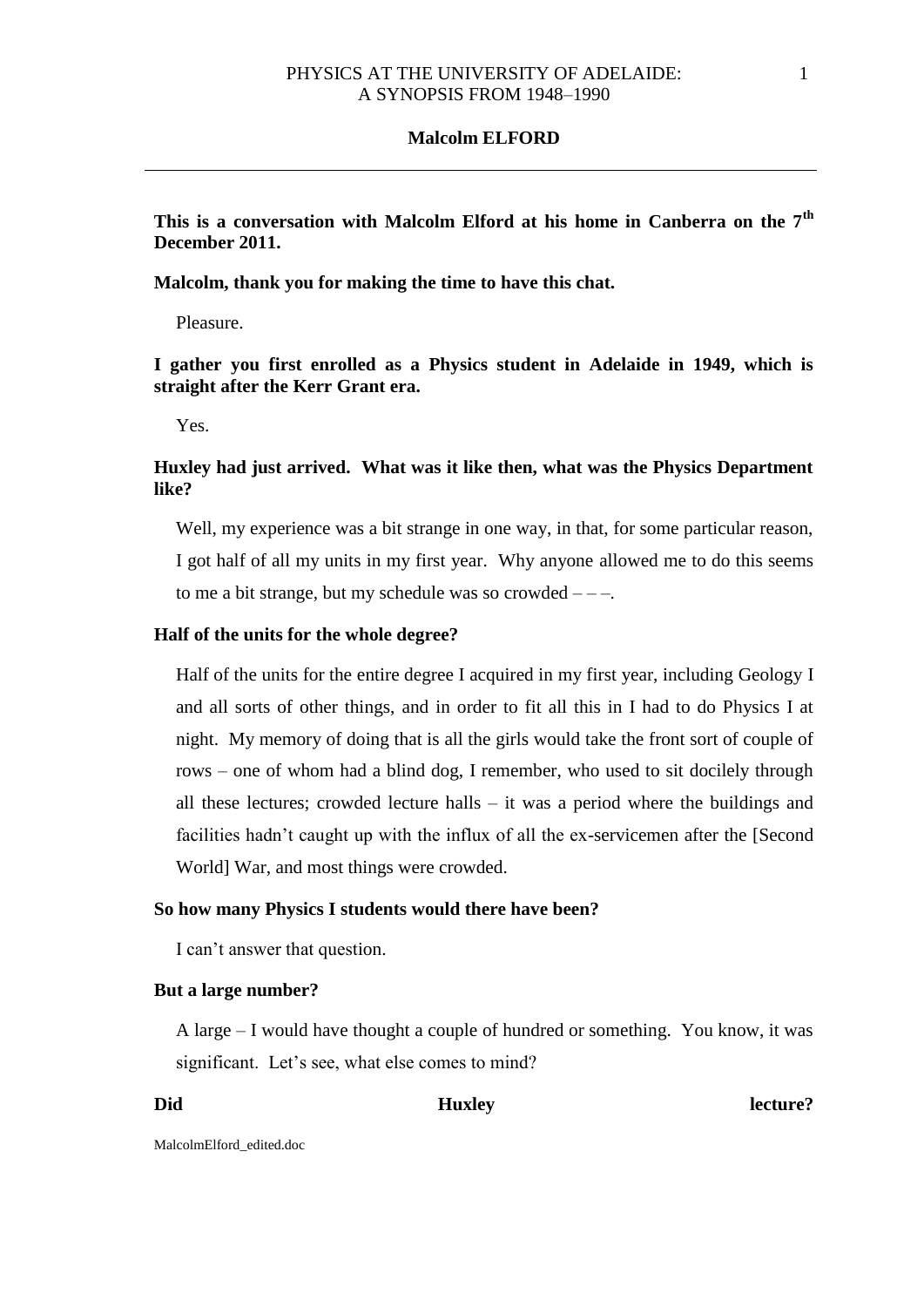**Malcolm ELFORD**

---

**This is a conversation with Malcolm Elford at his home in Canberra on the 7th December 2011.**

**Malcolm, thank you for making the time to have this chat.**

Pleasure.

**I gather you first enrolled as a Physics student in Adelaide in 1949, which is straight after the Kerr Grant era.**

Yes.

**Huxley had just arrived. What was it like then, what was the Physics Department like?**

Well, my experience was a bit strange in one way, in that, for some particular reason, I got half of all my units in my first year. Why anyone allowed me to do this seems to me a bit strange, but my schedule was so crowded – – –.

**Half of the units for the whole degree?**

Half of the units for the entire degree I acquired in my first year, including Geology I and all sorts of other things, and in order to fit all this in I had to do Physics I at night. My memory of doing that is all the girls would take the front sort of couple of rows – one of whom had a blind dog, I remember, who used to sit docilely through all these lectures; crowded lecture halls – it was a period where the buildings and facilities hadn't caught up with the influx of all the ex-servicemen after the [Second World] War, and most things were crowded.

**So how many Physics I students would there have been?**

I can't answer that question.

**But a large number?**

A large – I would have thought a couple of hundred or something. You know, it was significant. Let's see, what else comes to mind?

**Did Huxley lecture?**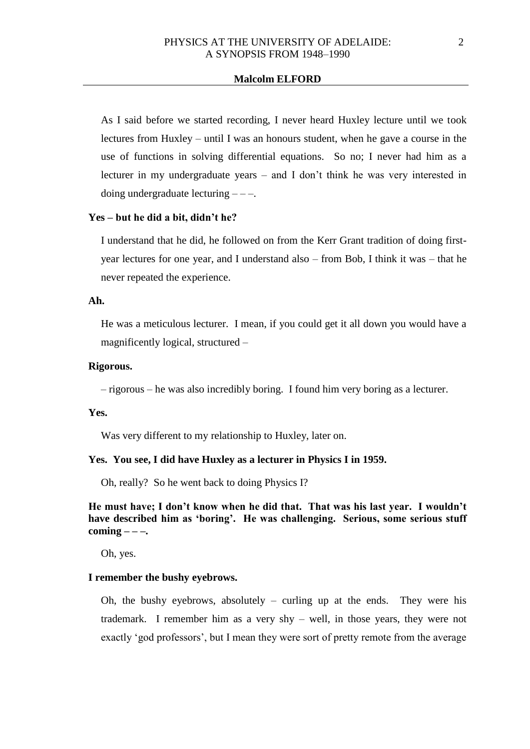As I said before we started recording, I never heard Huxley lecture until we took lectures from Huxley – until I was an honours student, when he gave a course in the use of functions in solving differential equations. So no; I never had him as a lecturer in my undergraduate years – and I don't think he was very interested in doing undergraduate lecturing – – –.

**Yes – but he did a bit, didn't he?**

I understand that he did, he followed on from the Kerr Grant tradition of doing first-year lectures for one year, and I understand also – from Bob, I think it was – that he never repeated the experience.

**Ah.**

He was a meticulous lecturer. I mean, if you could get it all down you would have a magnificently logical, structured –

**Rigorous.**

– rigorous – he was also incredibly boring. I found him very boring as a lecturer.

**Yes.**

Was very different to my relationship to Huxley, later on.

**Yes. You see, I did have Huxley as a lecturer in Physics I in 1959.**

Oh, really? So he went back to doing Physics I?

**He must have; I don't know when he did that. That was his last year. I wouldn't have described him as 'boring'. He was challenging. Serious, some serious stuff coming – – –.**

Oh, yes.

**I remember the bushy eyebrows.**

Oh, the bushy eyebrows, absolutely – curling up at the ends. They were his trademark. I remember him as a very shy – well, in those years, they were not exactly 'god professors', but I mean they were sort of pretty remote from the average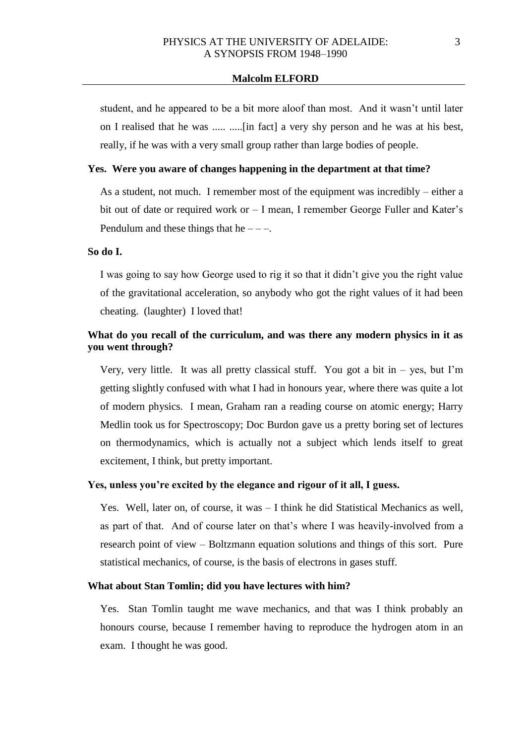student, and he appeared to be a bit more aloof than most. And it wasn't until later on I realised that he was ..... .....[in fact] a very shy person and he was at his best, really, if he was with a very small group rather than large bodies of people.

**Yes. Were you aware of changes happening in the department at that time?**

As a student, not much. I remember most of the equipment was incredibly – either a bit out of date or required work or – I mean, I remember George Fuller and Kater's Pendulum and these things that he – – –.

**So do I.**

I was going to say how George used to rig it so that it didn't give you the right value of the gravitational acceleration, so anybody who got the right values of it had been cheating. (laughter) I loved that!

**What do you recall of the curriculum, and was there any modern physics in it as you went through?**

Very, very little. It was all pretty classical stuff. You got a bit in – yes, but I'm getting slightly confused with what I had in honours year, where there was quite a lot of modern physics. I mean, Graham ran a reading course on atomic energy; Harry Medlin took us for Spectroscopy; Doc Burdon gave us a pretty boring set of lectures on thermodynamics, which is actually not a subject which lends itself to great excitement, I think, but pretty important.

**Yes, unless you're excited by the elegance and rigour of it all, I guess.**

Yes. Well, later on, of course, it was – I think he did Statistical Mechanics as well, as part of that. And of course later on that's where I was heavily-involved from a research point of view – Boltzmann equation solutions and things of this sort. Pure statistical mechanics, of course, is the basis of electrons in gases stuff.

**What about Stan Tomlin; did you have lectures with him?**

Yes. Stan Tomlin taught me wave mechanics, and that was I think probably an honours course, because I remember having to reproduce the hydrogen atom in an exam. I thought he was good.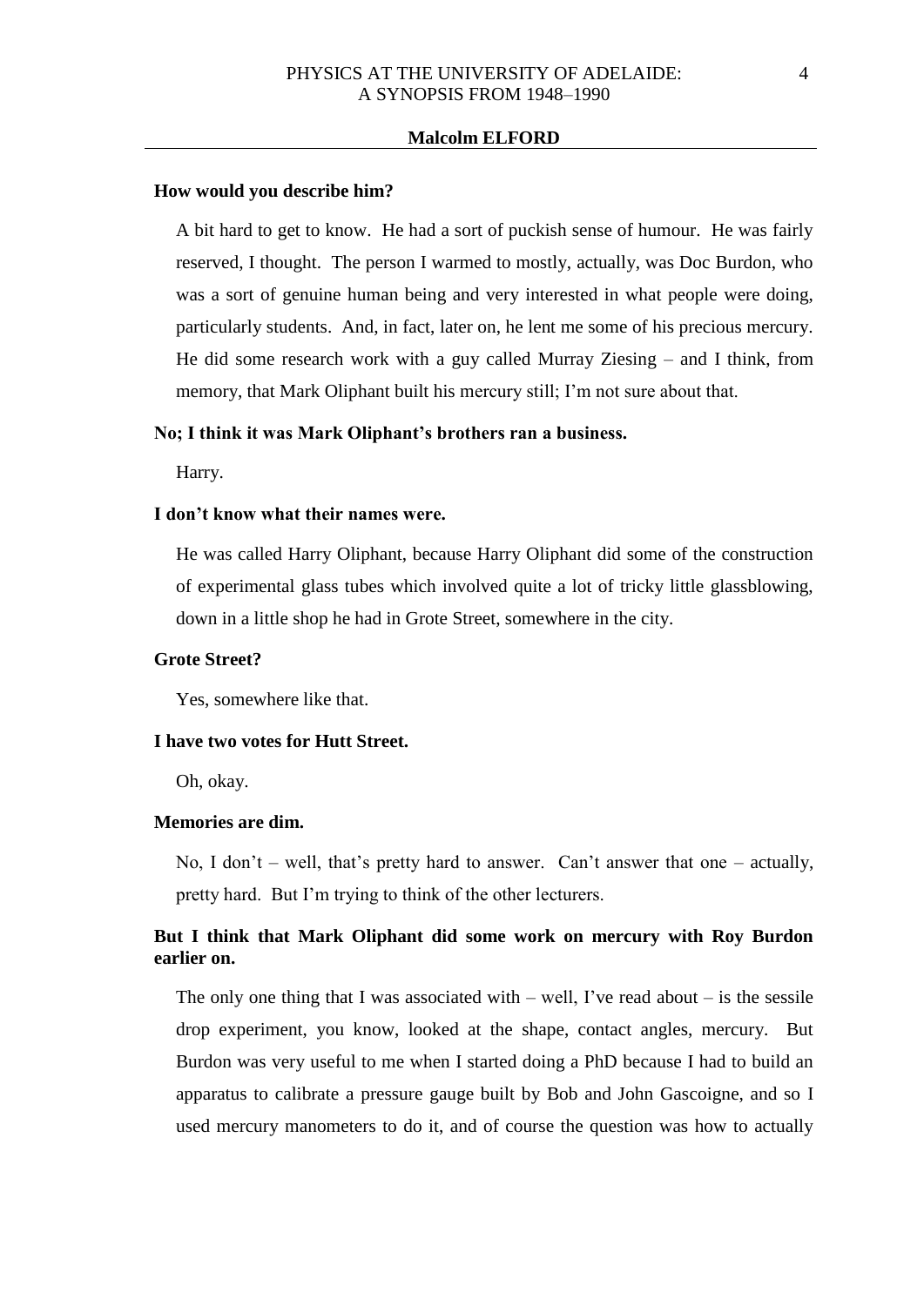**How would you describe him?**

A bit hard to get to know. He had a sort of puckish sense of humour. He was fairly reserved, I thought. The person I warmed to mostly, actually, was Doc Burdon, who was a sort of genuine human being and very interested in what people were doing, particularly students. And, in fact, later on, he lent me some of his precious mercury. He did some research work with a guy called Murray Ziesing – and I think, from memory, that Mark Oliphant built his mercury still; I'm not sure about that.

**No; I think it was Mark Oliphant's brothers ran a business.**

Harry.

**I don't know what their names were.**

He was called Harry Oliphant, because Harry Oliphant did some of the construction of experimental glass tubes which involved quite a lot of tricky little glassblowing, down in a little shop he had in Grote Street, somewhere in the city.

**Grote Street?**

Yes, somewhere like that.

**I have two votes for Hutt Street.**

Oh, okay.

**Memories are dim.**

No, I don't – well, that's pretty hard to answer. Can't answer that one – actually, pretty hard. But I'm trying to think of the other lecturers.

**But I think that Mark Oliphant did some work on mercury with Roy Burdon earlier on.**

The only one thing that I was associated with – well, I've read about – is the sessile drop experiment, you know, looked at the shape, contact angles, mercury. But Burdon was very useful to me when I started doing a PhD because I had to build an apparatus to calibrate a pressure gauge built by Bob and John Gascoigne, and so I used mercury manometers to do it, and of course the question was how to actually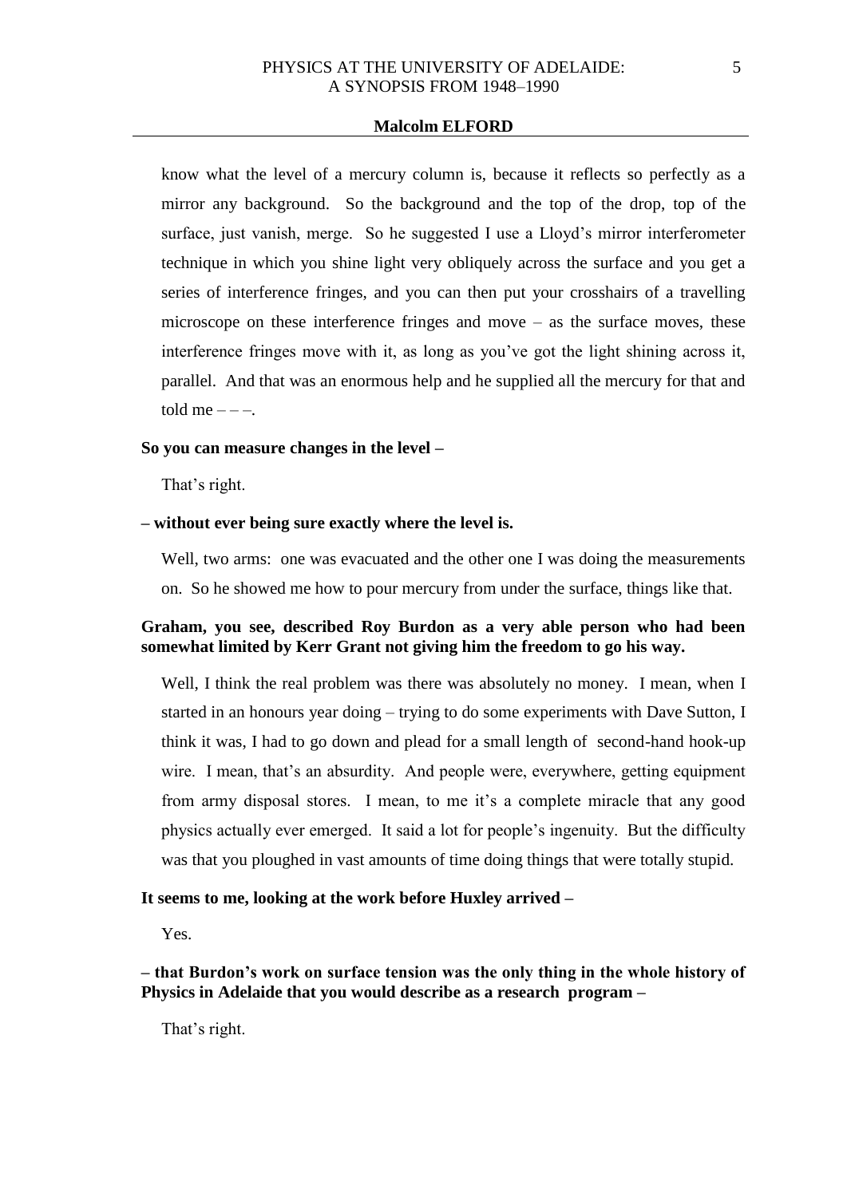know what the level of a mercury column is, because it reflects so perfectly as a mirror any background. So the background and the top of the drop, top of the surface, just vanish, merge. So he suggested I use a Lloyd's mirror interferometer technique in which you shine light very obliquely across the surface and you get a series of interference fringes, and you can then put your crosshairs of a travelling microscope on these interference fringes and move – as the surface moves, these interference fringes move with it, as long as you've got the light shining across it, parallel. And that was an enormous help and he supplied all the mercury for that and told me – – –.

**So you can measure changes in the level –**

That's right.

**– without ever being sure exactly where the level is.**

Well, two arms: one was evacuated and the other one I was doing the measurements on. So he showed me how to pour mercury from under the surface, things like that.

**Graham, you see, described Roy Burdon as a very able person who had been somewhat limited by Kerr Grant not giving him the freedom to go his way.**

Well, I think the real problem was there was absolutely no money. I mean, when I started in an honours year doing – trying to do some experiments with Dave Sutton, I think it was, I had to go down and plead for a small length of second-hand hook-up wire. I mean, that's an absurdity. And people were, everywhere, getting equipment from army disposal stores. I mean, to me it's a complete miracle that any good physics actually ever emerged. It said a lot for people's ingenuity. But the difficulty was that you ploughed in vast amounts of time doing things that were totally stupid.

**It seems to me, looking at the work before Huxley arrived –**

Yes.

**– that Burdon's work on surface tension was the only thing in the whole history of Physics in Adelaide that you would describe as a research program –**

That's right.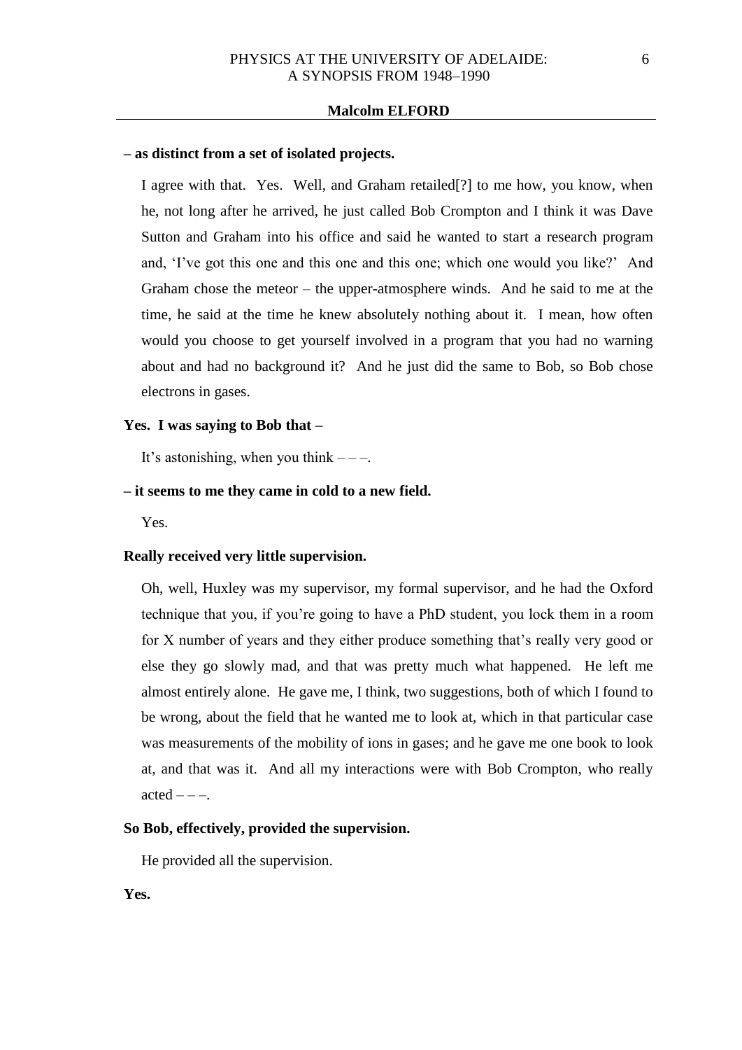**– as distinct from a set of isolated projects.**

I agree with that. Yes. Well, and Graham retailed[?] to me how, you know, when he, not long after he arrived, he just called Bob Crompton and I think it was Dave Sutton and Graham into his office and said he wanted to start a research program and, 'I've got this one and this one and this one; which one would you like?' And Graham chose the meteor – the upper-atmosphere winds. And he said to me at the time, he said at the time he knew absolutely nothing about it. I mean, how often would you choose to get yourself involved in a program that you had no warning about and had no background it? And he just did the same to Bob, so Bob chose electrons in gases.

**Yes. I was saying to Bob that –**

It's astonishing, when you think – – –.

**– it seems to me they came in cold to a new field.**

Yes.

**Really received very little supervision.**

Oh, well, Huxley was my supervisor, my formal supervisor, and he had the Oxford technique that you, if you're going to have a PhD student, you lock them in a room for X number of years and they either produce something that's really very good or else they go slowly mad, and that was pretty much what happened. He left me almost entirely alone. He gave me, I think, two suggestions, both of which I found to be wrong, about the field that he wanted me to look at, which in that particular case was measurements of the mobility of ions in gases; and he gave me one book to look at, and that was it. And all my interactions were with Bob Crompton, who really acted – – –.

**So Bob, effectively, provided the supervision.**

He provided all the supervision.

**Yes.**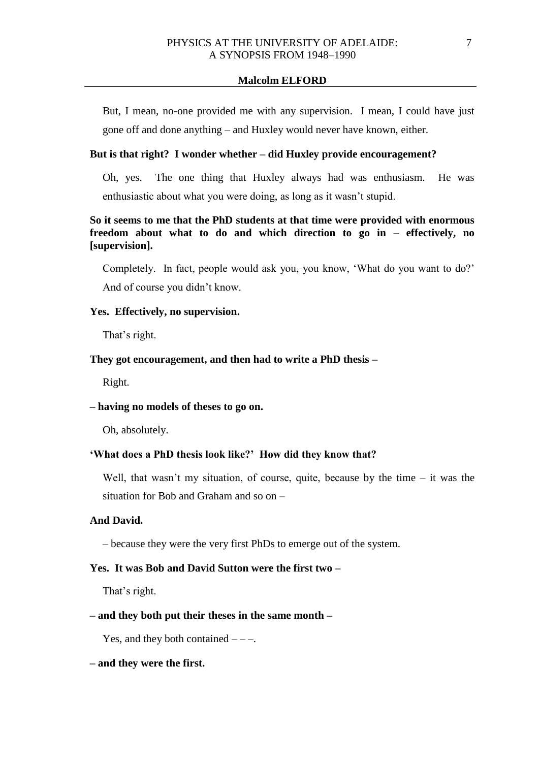But, I mean, no-one provided me with any supervision. I mean, I could have just gone off and done anything – and Huxley would never have known, either.

**But is that right? I wonder whether – did Huxley provide encouragement?**

Oh, yes. The one thing that Huxley always had was enthusiasm. He was enthusiastic about what you were doing, as long as it wasn't stupid.

**So it seems to me that the PhD students at that time were provided with enormous freedom about what to do and which direction to go in – effectively, no [supervision].**

Completely. In fact, people would ask you, you know, 'What do you want to do?' And of course you didn't know.

**Yes. Effectively, no supervision.**

That's right.

**They got encouragement, and then had to write a PhD thesis –**

Right.

**– having no models of theses to go on.**

Oh, absolutely.

**'What does a PhD thesis look like?' How did they know that?**

Well, that wasn't my situation, of course, quite, because by the time – it was the situation for Bob and Graham and so on –

**And David.**

– because they were the very first PhDs to emerge out of the system.

**Yes. It was Bob and David Sutton were the first two –**

That's right.

**– and they both put their theses in the same month –**

Yes, and they both contained – – –.

**– and they were the first.**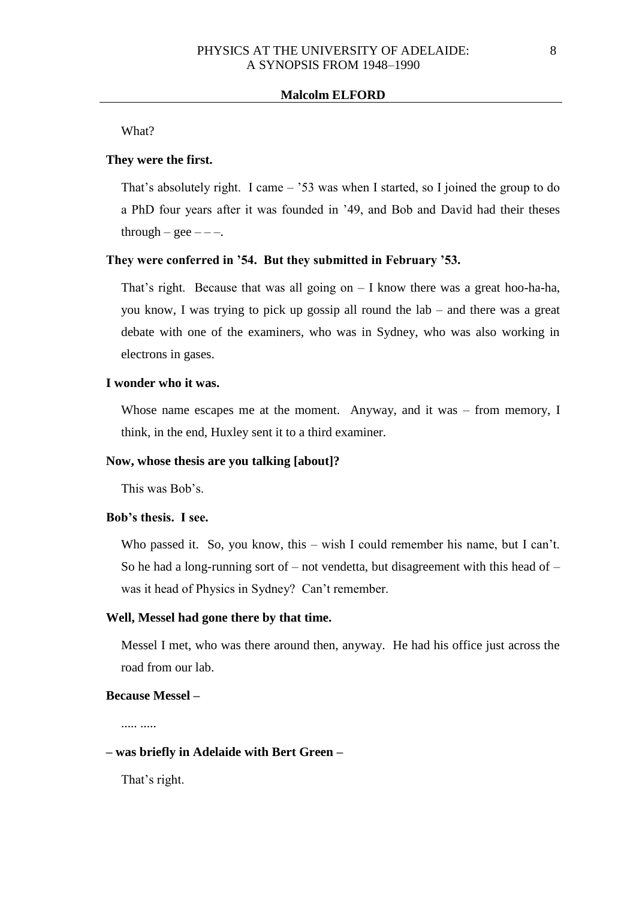What?

**They were the first.**

That's absolutely right. I came – '53 was when I started, so I joined the group to do a PhD four years after it was founded in '49, and Bob and David had their theses through – gee – – –.

**They were conferred in '54. But they submitted in February '53.**

That's right. Because that was all going on – I know there was a great hoo-ha-ha, you know, I was trying to pick up gossip all round the lab – and there was a great debate with one of the examiners, who was in Sydney, who was also working in electrons in gases.

**I wonder who it was.**

Whose name escapes me at the moment. Anyway, and it was – from memory, I think, in the end, Huxley sent it to a third examiner.

**Now, whose thesis are you talking [about]?**

This was Bob's.

**Bob's thesis. I see.**

Who passed it. So, you know, this – wish I could remember his name, but I can't. So he had a long-running sort of – not vendetta, but disagreement with this head of – was it head of Physics in Sydney? Can't remember.

**Well, Messel had gone there by that time.**

Messel I met, who was there around then, anyway. He had his office just across the road from our lab.

**Because Messel –**

..... .....

**– was briefly in Adelaide with Bert Green –**

That's right.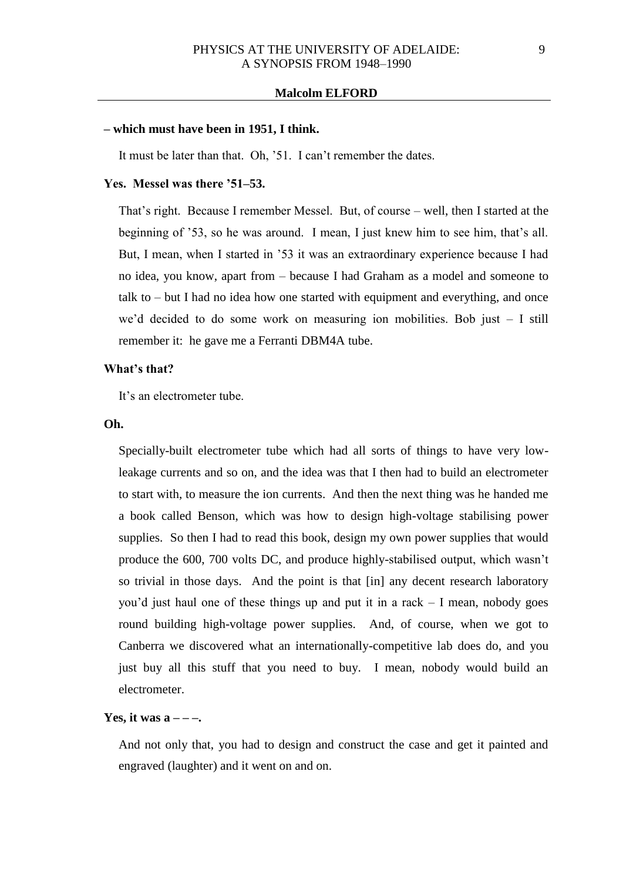**– which must have been in 1951, I think.**

It must be later than that. Oh, '51. I can't remember the dates.

**Yes. Messel was there '51–53.**

That's right. Because I remember Messel. But, of course – well, then I started at the beginning of '53, so he was around. I mean, I just knew him to see him, that's all. But, I mean, when I started in '53 it was an extraordinary experience because I had no idea, you know, apart from – because I had Graham as a model and someone to talk to – but I had no idea how one started with equipment and everything, and once we'd decided to do some work on measuring ion mobilities. Bob just – I still remember it: he gave me a Ferranti DBM4A tube.

**What's that?**

It's an electrometer tube.

**Oh.**

Specially-built electrometer tube which had all sorts of things to have very low-leakage currents and so on, and the idea was that I then had to build an electrometer to start with, to measure the ion currents. And then the next thing was he handed me a book called Benson, which was how to design high-voltage stabilising power supplies. So then I had to read this book, design my own power supplies that would produce the 600, 700 volts DC, and produce highly-stabilised output, which wasn't so trivial in those days. And the point is that [in] any decent research laboratory you'd just haul one of these things up and put it in a rack – I mean, nobody goes round building high-voltage power supplies. And, of course, when we got to Canberra we discovered what an internationally-competitive lab does do, and you just buy all this stuff that you need to buy. I mean, nobody would build an electrometer.

**Yes, it was a – – –.**

And not only that, you had to design and construct the case and get it painted and engraved (laughter) and it went on and on.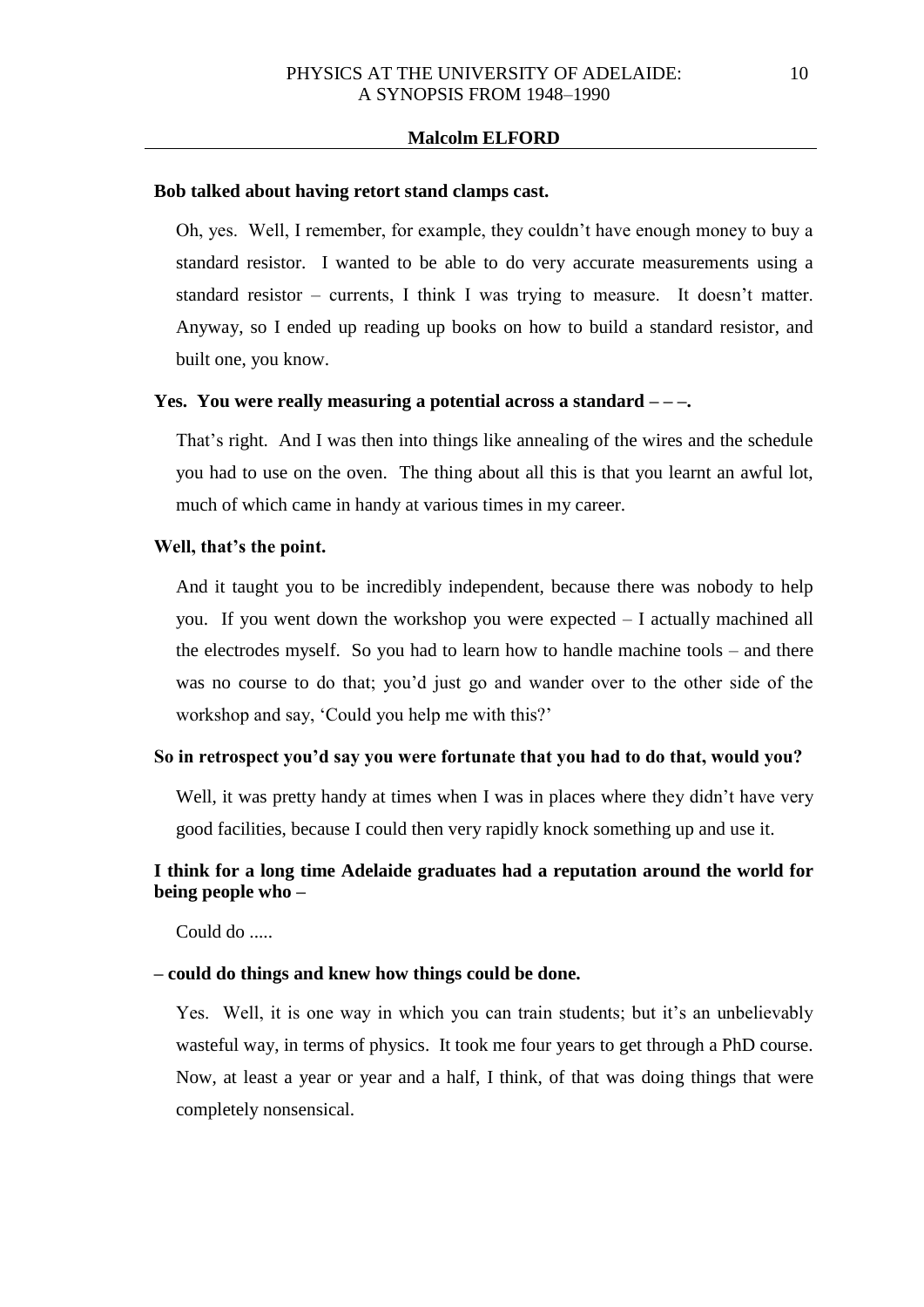**Bob talked about having retort stand clamps cast.**

Oh, yes. Well, I remember, for example, they couldn't have enough money to buy a standard resistor. I wanted to be able to do very accurate measurements using a standard resistor – currents, I think I was trying to measure. It doesn't matter. Anyway, so I ended up reading up books on how to build a standard resistor, and built one, you know.

**Yes. You were really measuring a potential across a standard – – –.**

That's right. And I was then into things like annealing of the wires and the schedule you had to use on the oven. The thing about all this is that you learnt an awful lot, much of which came in handy at various times in my career.

**Well, that's the point.**

And it taught you to be incredibly independent, because there was nobody to help you. If you went down the workshop you were expected – I actually machined all the electrodes myself. So you had to learn how to handle machine tools – and there was no course to do that; you'd just go and wander over to the other side of the workshop and say, 'Could you help me with this?'

**So in retrospect you'd say you were fortunate that you had to do that, would you?**

Well, it was pretty handy at times when I was in places where they didn't have very good facilities, because I could then very rapidly knock something up and use it.

**I think for a long time Adelaide graduates had a reputation around the world for being people who –**

Could do .....

**– could do things and knew how things could be done.**

Yes. Well, it is one way in which you can train students; but it's an unbelievably wasteful way, in terms of physics. It took me four years to get through a PhD course. Now, at least a year or year and a half, I think, of that was doing things that were completely nonsensical.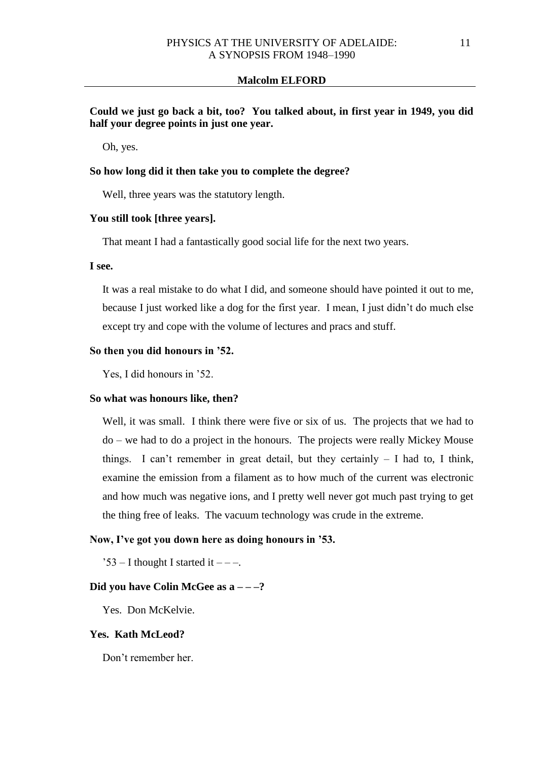**Could we just go back a bit, too? You talked about, in first year in 1949, you did half your degree points in just one year.**

Oh, yes.

**So how long did it then take you to complete the degree?**

Well, three years was the statutory length.

**You still took [three years].**

That meant I had a fantastically good social life for the next two years.

**I see.**

It was a real mistake to do what I did, and someone should have pointed it out to me, because I just worked like a dog for the first year. I mean, I just didn't do much else except try and cope with the volume of lectures and pracs and stuff.

**So then you did honours in '52.**

Yes, I did honours in '52.

**So what was honours like, then?**

Well, it was small. I think there were five or six of us. The projects that we had to do – we had to do a project in the honours. The projects were really Mickey Mouse things. I can't remember in great detail, but they certainly – I had to, I think, examine the emission from a filament as to how much of the current was electronic and how much was negative ions, and I pretty well never got much past trying to get the thing free of leaks. The vacuum technology was crude in the extreme.

**Now, I've got you down here as doing honours in '53.**

'53 – I thought I started it – – –.

**Did you have Colin McGee as a – – –?**

Yes. Don McKelvie.

**Yes. Kath McLeod?**

Don't remember her.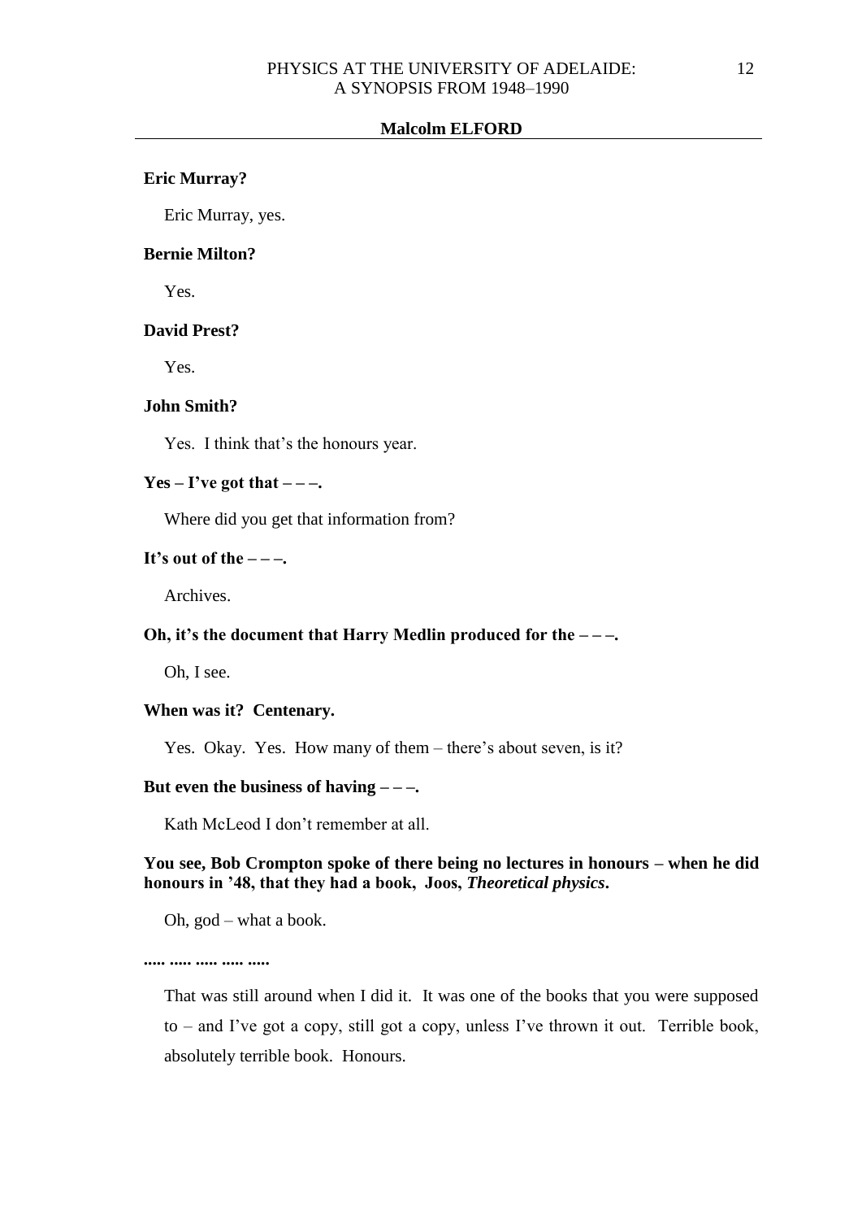**Eric Murray?**

Eric Murray, yes.

**Bernie Milton?**

Yes.

**David Prest?**

Yes.

**John Smith?**

Yes. I think that's the honours year.

**Yes – I've got that – – –.**

Where did you get that information from?

**It's out of the – – –.**

Archives.

**Oh, it's the document that Harry Medlin produced for the – – –.**

Oh, I see.

**When was it? Centenary.**

Yes. Okay. Yes. How many of them – there's about seven, is it?

**But even the business of having – – –.**

Kath McLeod I don't remember at all.

**You see, Bob Crompton spoke of there being no lectures in honours – when he did honours in '48, that they had a book, Joos, *Theoretical physics*.**

Oh, god – what a book.

**..... ..... ..... ..... .....**

That was still around when I did it. It was one of the books that you were supposed to – and I've got a copy, still got a copy, unless I've thrown it out. Terrible book, absolutely terrible book. Honours.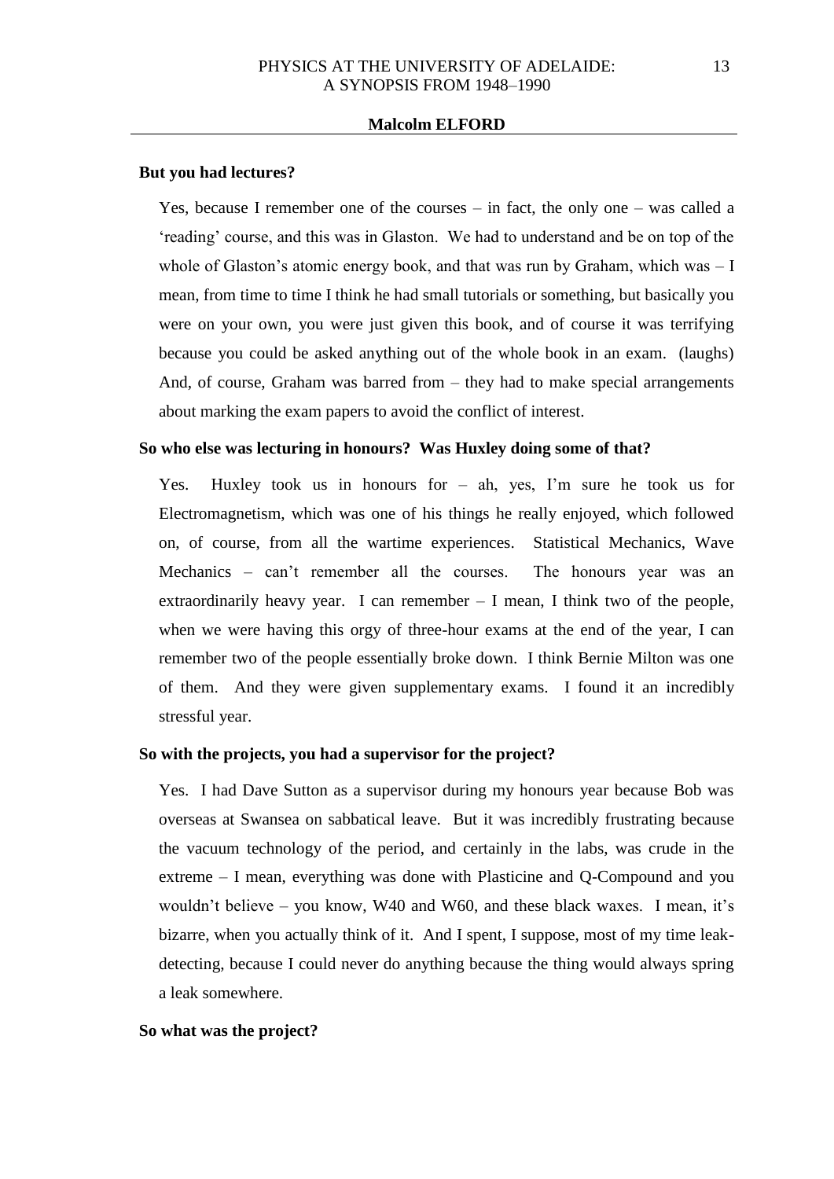**But you had lectures?**

Yes, because I remember one of the courses – in fact, the only one – was called a 'reading' course, and this was in Glaston. We had to understand and be on top of the whole of Glaston's atomic energy book, and that was run by Graham, which was – I mean, from time to time I think he had small tutorials or something, but basically you were on your own, you were just given this book, and of course it was terrifying because you could be asked anything out of the whole book in an exam. (laughs) And, of course, Graham was barred from – they had to make special arrangements about marking the exam papers to avoid the conflict of interest.

**So who else was lecturing in honours? Was Huxley doing some of that?**

Yes. Huxley took us in honours for – ah, yes, I'm sure he took us for Electromagnetism, which was one of his things he really enjoyed, which followed on, of course, from all the wartime experiences. Statistical Mechanics, Wave Mechanics – can't remember all the courses. The honours year was an extraordinarily heavy year. I can remember – I mean, I think two of the people, when we were having this orgy of three-hour exams at the end of the year, I can remember two of the people essentially broke down. I think Bernie Milton was one of them. And they were given supplementary exams. I found it an incredibly stressful year.

**So with the projects, you had a supervisor for the project?**

Yes. I had Dave Sutton as a supervisor during my honours year because Bob was overseas at Swansea on sabbatical leave. But it was incredibly frustrating because the vacuum technology of the period, and certainly in the labs, was crude in the extreme – I mean, everything was done with Plasticine and Q-Compound and you wouldn't believe – you know, W40 and W60, and these black waxes. I mean, it's bizarre, when you actually think of it. And I spent, I suppose, most of my time leak-detecting, because I could never do anything because the thing would always spring a leak somewhere.

**So what was the project?**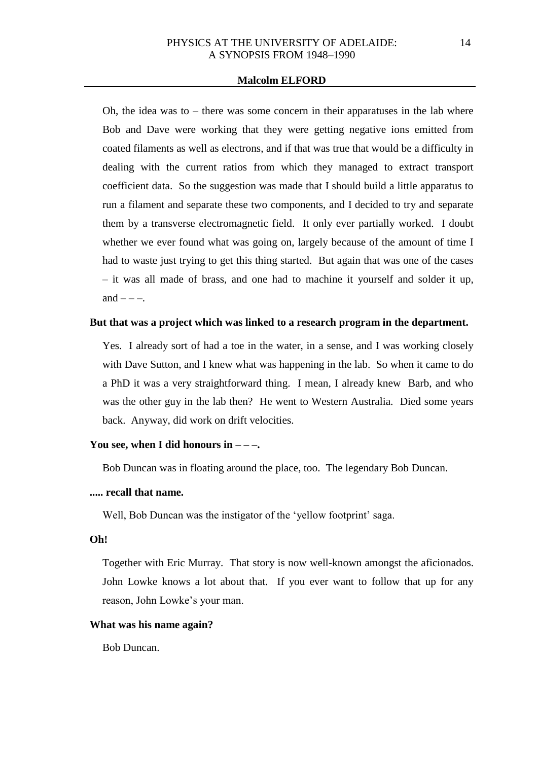Oh, the idea was to – there was some concern in their apparatuses in the lab where Bob and Dave were working that they were getting negative ions emitted from coated filaments as well as electrons, and if that was true that would be a difficulty in dealing with the current ratios from which they managed to extract transport coefficient data. So the suggestion was made that I should build a little apparatus to run a filament and separate these two components, and I decided to try and separate them by a transverse electromagnetic field. It only ever partially worked. I doubt whether we ever found what was going on, largely because of the amount of time I had to waste just trying to get this thing started. But again that was one of the cases – it was all made of brass, and one had to machine it yourself and solder it up, and – – –.

**But that was a project which was linked to a research program in the department.**

Yes. I already sort of had a toe in the water, in a sense, and I was working closely with Dave Sutton, and I knew what was happening in the lab. So when it came to do a PhD it was a very straightforward thing. I mean, I already knew Barb, and who was the other guy in the lab then? He went to Western Australia. Died some years back. Anyway, did work on drift velocities.

**You see, when I did honours in – – –.**

Bob Duncan was in floating around the place, too. The legendary Bob Duncan.

**..... recall that name.**

Well, Bob Duncan was the instigator of the 'yellow footprint' saga.

**Oh!**

Together with Eric Murray. That story is now well-known amongst the aficionados. John Lowke knows a lot about that. If you ever want to follow that up for any reason, John Lowke's your man.

**What was his name again?**

Bob Duncan.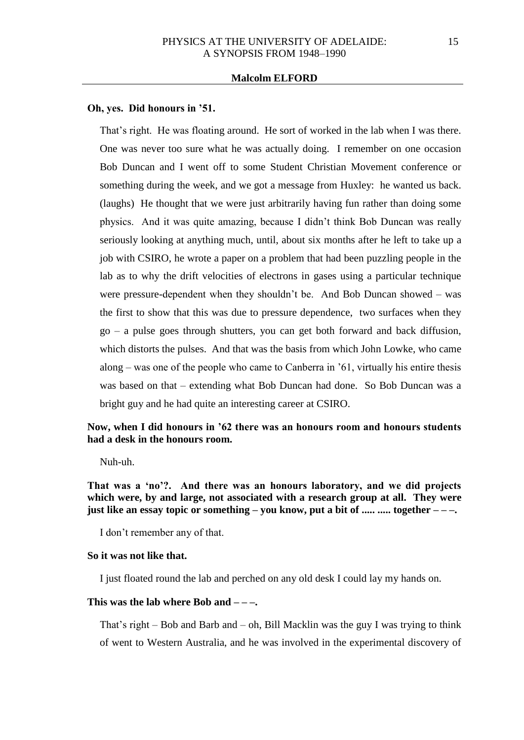**Oh, yes. Did honours in ’51.**

That’s right. He was floating around. He sort of worked in the lab when I was there. One was never too sure what he was actually doing. I remember on one occasion Bob Duncan and I went off to some Student Christian Movement conference or something during the week, and we got a message from Huxley: he wanted us back. (laughs) He thought that we were just arbitrarily having fun rather than doing some physics. And it was quite amazing, because I didn’t think Bob Duncan was really seriously looking at anything much, until, about six months after he left to take up a job with CSIRO, he wrote a paper on a problem that had been puzzling people in the lab as to why the drift velocities of electrons in gases using a particular technique were pressure-dependent when they shouldn’t be. And Bob Duncan showed – was the first to show that this was due to pressure dependence, two surfaces when they go – a pulse goes through shutters, you can get both forward and back diffusion, which distorts the pulses. And that was the basis from which John Lowke, who came along – was one of the people who came to Canberra in ’61, virtually his entire thesis was based on that – extending what Bob Duncan had done. So Bob Duncan was a bright guy and he had quite an interesting career at CSIRO.

**Now, when I did honours in ’62 there was an honours room and honours students had a desk in the honours room.**

Nuh-uh.

**That was a ‘no’?. And there was an honours laboratory, and we did projects which were, by and large, not associated with a research group at all. They were just like an essay topic or something – you know, put a bit of ..... ..... together – – –.**

I don’t remember any of that.

**So it was not like that.**

I just floated round the lab and perched on any old desk I could lay my hands on.

**This was the lab where Bob and – – –.**

That’s right – Bob and Barb and – oh, Bill Macklin was the guy I was trying to think of went to Western Australia, and he was involved in the experimental discovery of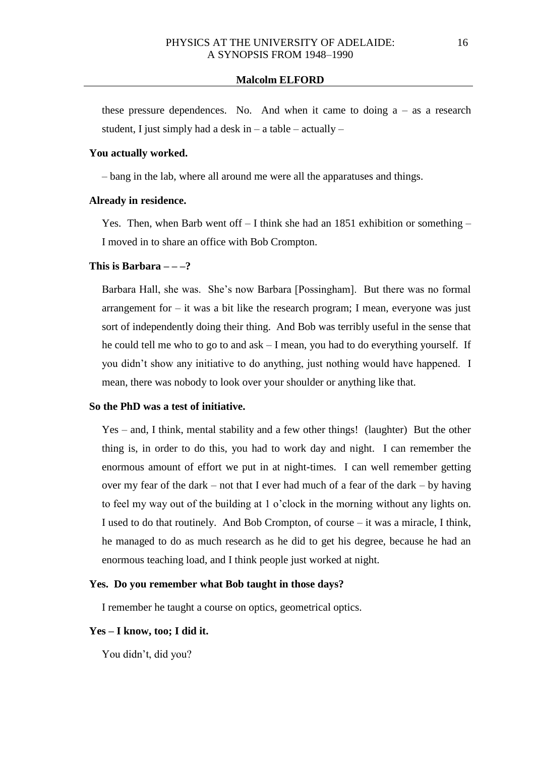these pressure dependences. No. And when it came to doing a – as a research student, I just simply had a desk in – a table – actually –

**You actually worked.**

– bang in the lab, where all around me were all the apparatuses and things.

**Already in residence.**

Yes. Then, when Barb went off – I think she had an 1851 exhibition or something – I moved in to share an office with Bob Crompton.

**This is Barbara – – –?**

Barbara Hall, she was. She's now Barbara [Possingham]. But there was no formal arrangement for – it was a bit like the research program; I mean, everyone was just sort of independently doing their thing. And Bob was terribly useful in the sense that he could tell me who to go to and ask – I mean, you had to do everything yourself. If you didn't show any initiative to do anything, just nothing would have happened. I mean, there was nobody to look over your shoulder or anything like that.

**So the PhD was a test of initiative.**

Yes – and, I think, mental stability and a few other things! (laughter) But the other thing is, in order to do this, you had to work day and night. I can remember the enormous amount of effort we put in at night-times. I can well remember getting over my fear of the dark – not that I ever had much of a fear of the dark – by having to feel my way out of the building at 1 o'clock in the morning without any lights on. I used to do that routinely. And Bob Crompton, of course – it was a miracle, I think, he managed to do as much research as he did to get his degree, because he had an enormous teaching load, and I think people just worked at night.

**Yes. Do you remember what Bob taught in those days?**

I remember he taught a course on optics, geometrical optics.

**Yes – I know, too; I did it.**

You didn't, did you?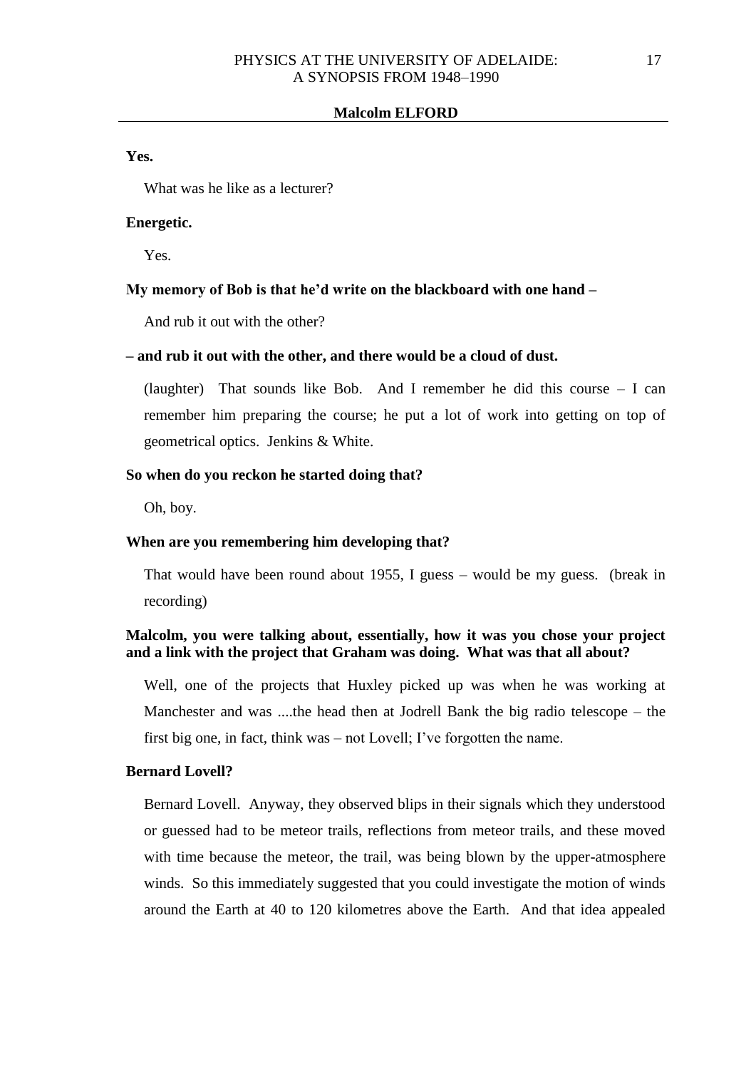**Yes.**

What was he like as a lecturer?

**Energetic.**

Yes.

**My memory of Bob is that he'd write on the blackboard with one hand –**

And rub it out with the other?

**– and rub it out with the other, and there would be a cloud of dust.**

(laughter) That sounds like Bob. And I remember he did this course – I can remember him preparing the course; he put a lot of work into getting on top of geometrical optics. Jenkins & White.

**So when do you reckon he started doing that?**

Oh, boy.

**When are you remembering him developing that?**

That would have been round about 1955, I guess – would be my guess. (break in recording)

**Malcolm, you were talking about, essentially, how it was you chose your project and a link with the project that Graham was doing. What was that all about?**

Well, one of the projects that Huxley picked up was when he was working at Manchester and was ....the head then at Jodrell Bank the big radio telescope – the first big one, in fact, think was – not Lovell; I've forgotten the name.

**Bernard Lovell?**

Bernard Lovell. Anyway, they observed blips in their signals which they understood or guessed had to be meteor trails, reflections from meteor trails, and these moved with time because the meteor, the trail, was being blown by the upper-atmosphere winds. So this immediately suggested that you could investigate the motion of winds around the Earth at 40 to 120 kilometres above the Earth. And that idea appealed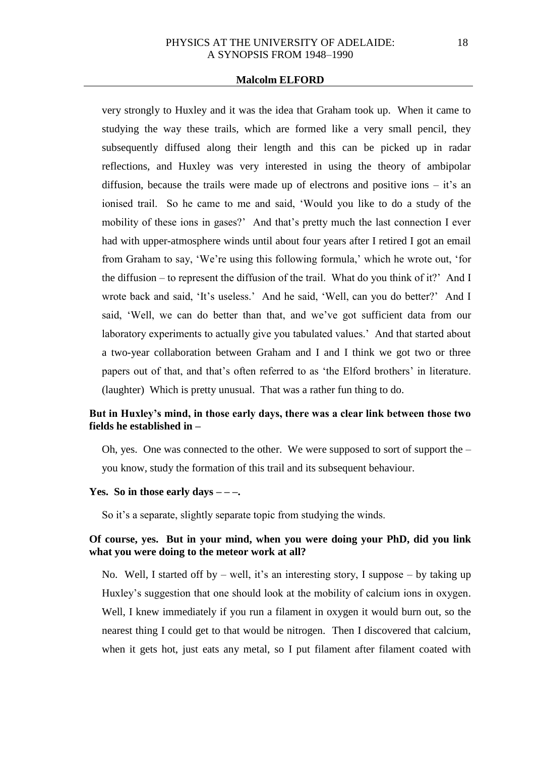very strongly to Huxley and it was the idea that Graham took up. When it came to studying the way these trails, which are formed like a very small pencil, they subsequently diffused along their length and this can be picked up in radar reflections, and Huxley was very interested in using the theory of ambipolar diffusion, because the trails were made up of electrons and positive ions – it's an ionised trail. So he came to me and said, 'Would you like to do a study of the mobility of these ions in gases?' And that's pretty much the last connection I ever had with upper-atmosphere winds until about four years after I retired I got an email from Graham to say, 'We're using this following formula,' which he wrote out, 'for the diffusion – to represent the diffusion of the trail. What do you think of it?' And I wrote back and said, 'It's useless.' And he said, 'Well, can you do better?' And I said, 'Well, we can do better than that, and we've got sufficient data from our laboratory experiments to actually give you tabulated values.' And that started about a two-year collaboration between Graham and I and I think we got two or three papers out of that, and that's often referred to as 'the Elford brothers' in literature. (laughter) Which is pretty unusual. That was a rather fun thing to do.

**But in Huxley's mind, in those early days, there was a clear link between those two fields he established in –**

Oh, yes. One was connected to the other. We were supposed to sort of support the – you know, study the formation of this trail and its subsequent behaviour.

**Yes. So in those early days – – –.**

So it's a separate, slightly separate topic from studying the winds.

**Of course, yes. But in your mind, when you were doing your PhD, did you link what you were doing to the meteor work at all?**

No. Well, I started off by – well, it's an interesting story, I suppose – by taking up Huxley's suggestion that one should look at the mobility of calcium ions in oxygen. Well, I knew immediately if you run a filament in oxygen it would burn out, so the nearest thing I could get to that would be nitrogen. Then I discovered that calcium, when it gets hot, just eats any metal, so I put filament after filament coated with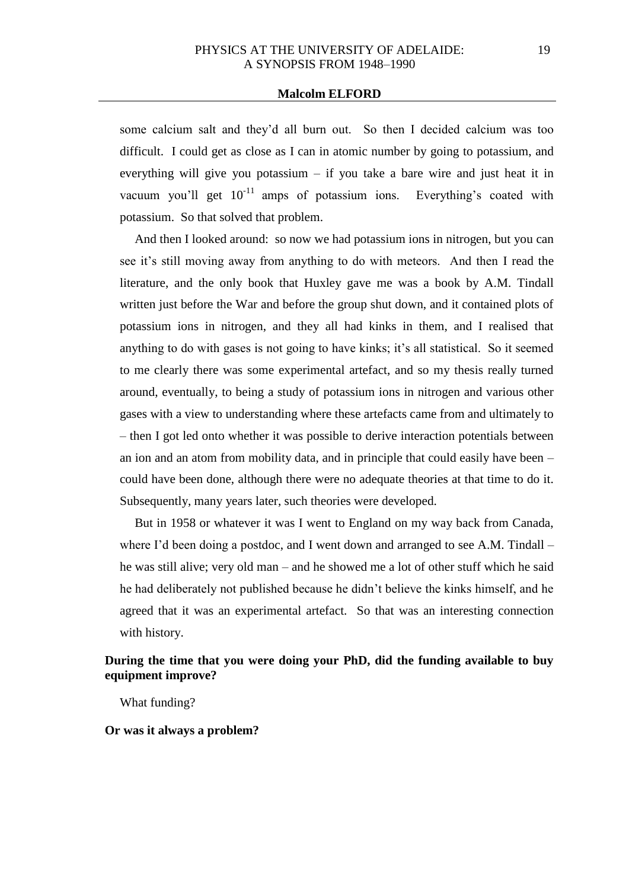some calcium salt and they'd all burn out. So then I decided calcium was too difficult. I could get as close as I can in atomic number by going to potassium, and everything will give you potassium – if you take a bare wire and just heat it in vacuum you'll get $10^{-11}$ amps of potassium ions. Everything's coated with potassium. So that solved that problem.

And then I looked around: so now we had potassium ions in nitrogen, but you can see it's still moving away from anything to do with meteors. And then I read the literature, and the only book that Huxley gave me was a book by A.M. Tindall written just before the War and before the group shut down, and it contained plots of potassium ions in nitrogen, and they all had kinks in them, and I realised that anything to do with gases is not going to have kinks; it's all statistical. So it seemed to me clearly there was some experimental artefact, and so my thesis really turned around, eventually, to being a study of potassium ions in nitrogen and various other gases with a view to understanding where these artefacts came from and ultimately to – then I got led onto whether it was possible to derive interaction potentials between an ion and an atom from mobility data, and in principle that could easily have been – could have been done, although there were no adequate theories at that time to do it. Subsequently, many years later, such theories were developed.

But in 1958 or whatever it was I went to England on my way back from Canada, where I'd been doing a postdoc, and I went down and arranged to see A.M. Tindall – he was still alive; very old man – and he showed me a lot of other stuff which he said he had deliberately not published because he didn't believe the kinks himself, and he agreed that it was an experimental artefact. So that was an interesting connection with history.

**During the time that you were doing your PhD, did the funding available to buy equipment improve?**

What funding?

**Or was it always a problem?**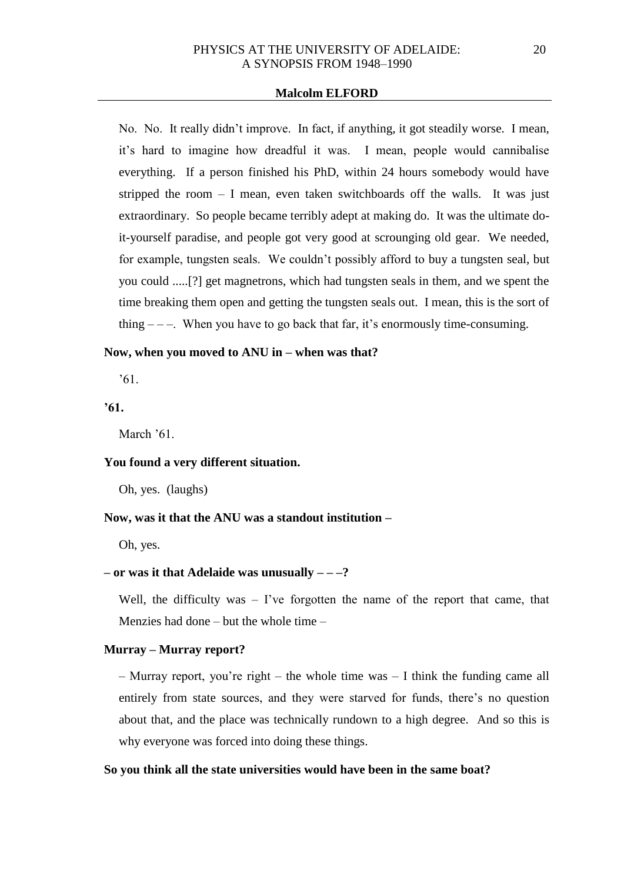No. No. It really didn't improve. In fact, if anything, it got steadily worse. I mean, it's hard to imagine how dreadful it was. I mean, people would cannibalise everything. If a person finished his PhD, within 24 hours somebody would have stripped the room – I mean, even taken switchboards off the walls. It was just extraordinary. So people became terribly adept at making do. It was the ultimate do-it-yourself paradise, and people got very good at scrounging old gear. We needed, for example, tungsten seals. We couldn't possibly afford to buy a tungsten seal, but you could .....[?] get magnetrons, which had tungsten seals in them, and we spent the time breaking them open and getting the tungsten seals out. I mean, this is the sort of thing – – –. When you have to go back that far, it's enormously time-consuming.

**Now, when you moved to ANU in – when was that?**

'61.

**'61.**

March '61.

**You found a very different situation.**

Oh, yes. (laughs)

**Now, was it that the ANU was a standout institution –**

Oh, yes.

**– or was it that Adelaide was unusually – – –?**

Well, the difficulty was – I've forgotten the name of the report that came, that Menzies had done – but the whole time –

**Murray – Murray report?**

– Murray report, you're right – the whole time was – I think the funding came all entirely from state sources, and they were starved for funds, there's no question about that, and the place was technically rundown to a high degree. And so this is why everyone was forced into doing these things.

**So you think all the state universities would have been in the same boat?**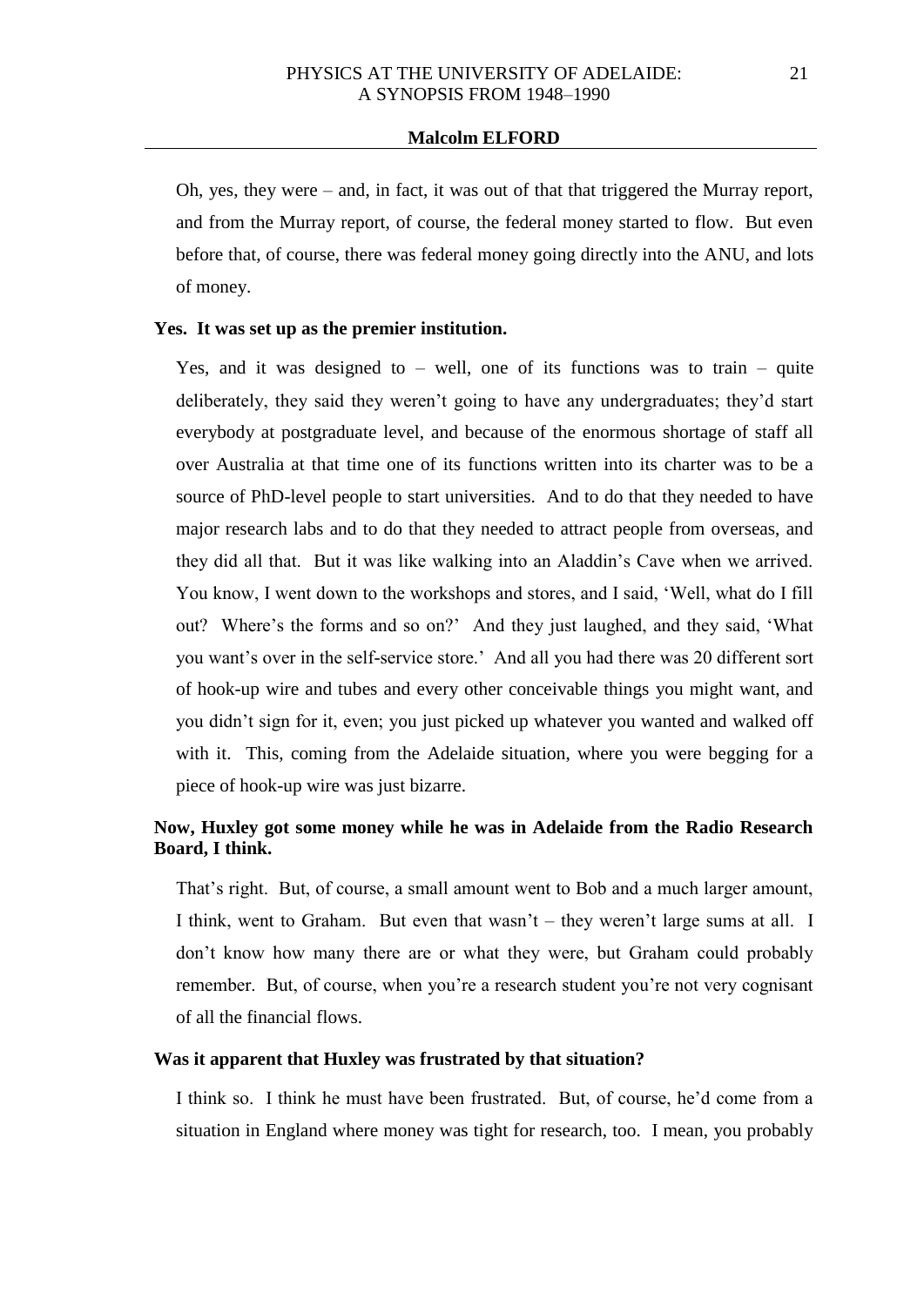Oh, yes, they were – and, in fact, it was out of that that triggered the Murray report, and from the Murray report, of course, the federal money started to flow. But even before that, of course, there was federal money going directly into the ANU, and lots of money.

**Yes. It was set up as the premier institution.**

Yes, and it was designed to – well, one of its functions was to train – quite deliberately, they said they weren't going to have any undergraduates; they'd start everybody at postgraduate level, and because of the enormous shortage of staff all over Australia at that time one of its functions written into its charter was to be a source of PhD-level people to start universities. And to do that they needed to have major research labs and to do that they needed to attract people from overseas, and they did all that. But it was like walking into an Aladdin's Cave when we arrived. You know, I went down to the workshops and stores, and I said, 'Well, what do I fill out? Where's the forms and so on?' And they just laughed, and they said, 'What you want's over in the self-service store.' And all you had there was 20 different sort of hook-up wire and tubes and every other conceivable things you might want, and you didn't sign for it, even; you just picked up whatever you wanted and walked off with it. This, coming from the Adelaide situation, where you were begging for a piece of hook-up wire was just bizarre.

**Now, Huxley got some money while he was in Adelaide from the Radio Research Board, I think.**

That's right. But, of course, a small amount went to Bob and a much larger amount, I think, went to Graham. But even that wasn't – they weren't large sums at all. I don't know how many there are or what they were, but Graham could probably remember. But, of course, when you're a research student you're not very cognisant of all the financial flows.

**Was it apparent that Huxley was frustrated by that situation?**

I think so. I think he must have been frustrated. But, of course, he'd come from a situation in England where money was tight for research, too. I mean, you probably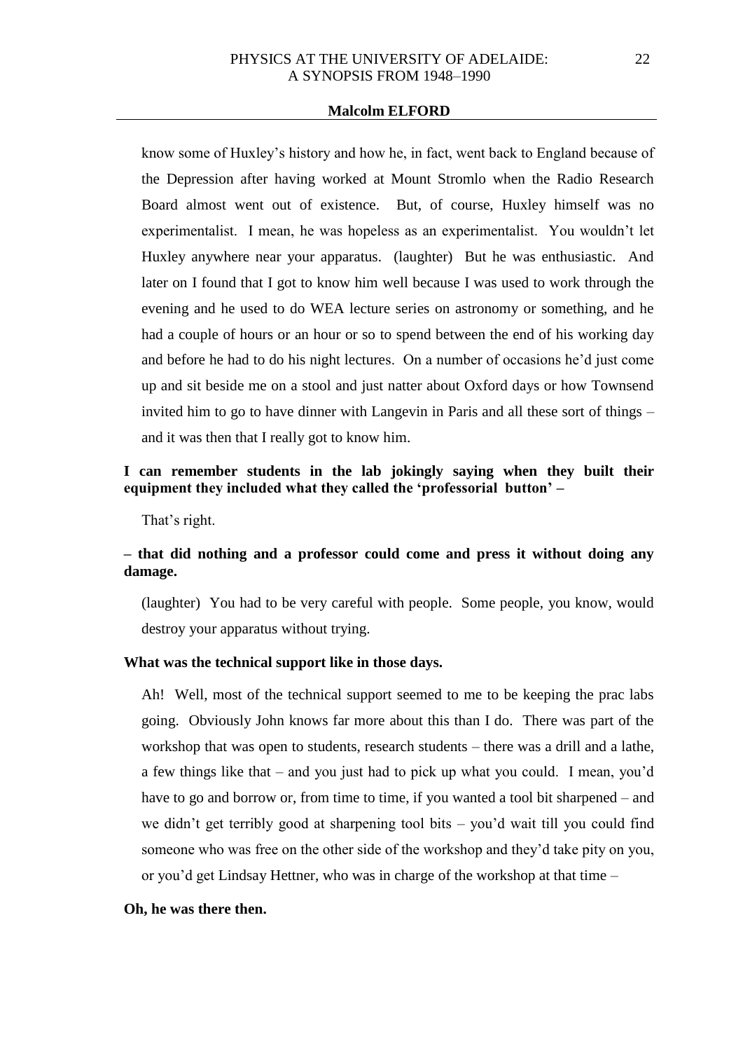know some of Huxley's history and how he, in fact, went back to England because of the Depression after having worked at Mount Stromlo when the Radio Research Board almost went out of existence. But, of course, Huxley himself was no experimentalist. I mean, he was hopeless as an experimentalist. You wouldn't let Huxley anywhere near your apparatus. (laughter) But he was enthusiastic. And later on I found that I got to know him well because I was used to work through the evening and he used to do WEA lecture series on astronomy or something, and he had a couple of hours or an hour or so to spend between the end of his working day and before he had to do his night lectures. On a number of occasions he'd just come up and sit beside me on a stool and just natter about Oxford days or how Townsend invited him to go to have dinner with Langevin in Paris and all these sort of things – and it was then that I really got to know him.

**I can remember students in the lab jokingly saying when they built their equipment they included what they called the 'professorial button' –**

That's right.

**– that did nothing and a professor could come and press it without doing any damage.**

(laughter) You had to be very careful with people. Some people, you know, would destroy your apparatus without trying.

**What was the technical support like in those days.**

Ah! Well, most of the technical support seemed to me to be keeping the prac labs going. Obviously John knows far more about this than I do. There was part of the workshop that was open to students, research students – there was a drill and a lathe, a few things like that – and you just had to pick up what you could. I mean, you'd have to go and borrow or, from time to time, if you wanted a tool bit sharpened – and we didn't get terribly good at sharpening tool bits – you'd wait till you could find someone who was free on the other side of the workshop and they'd take pity on you, or you'd get Lindsay Hettner, who was in charge of the workshop at that time –

**Oh, he was there then.**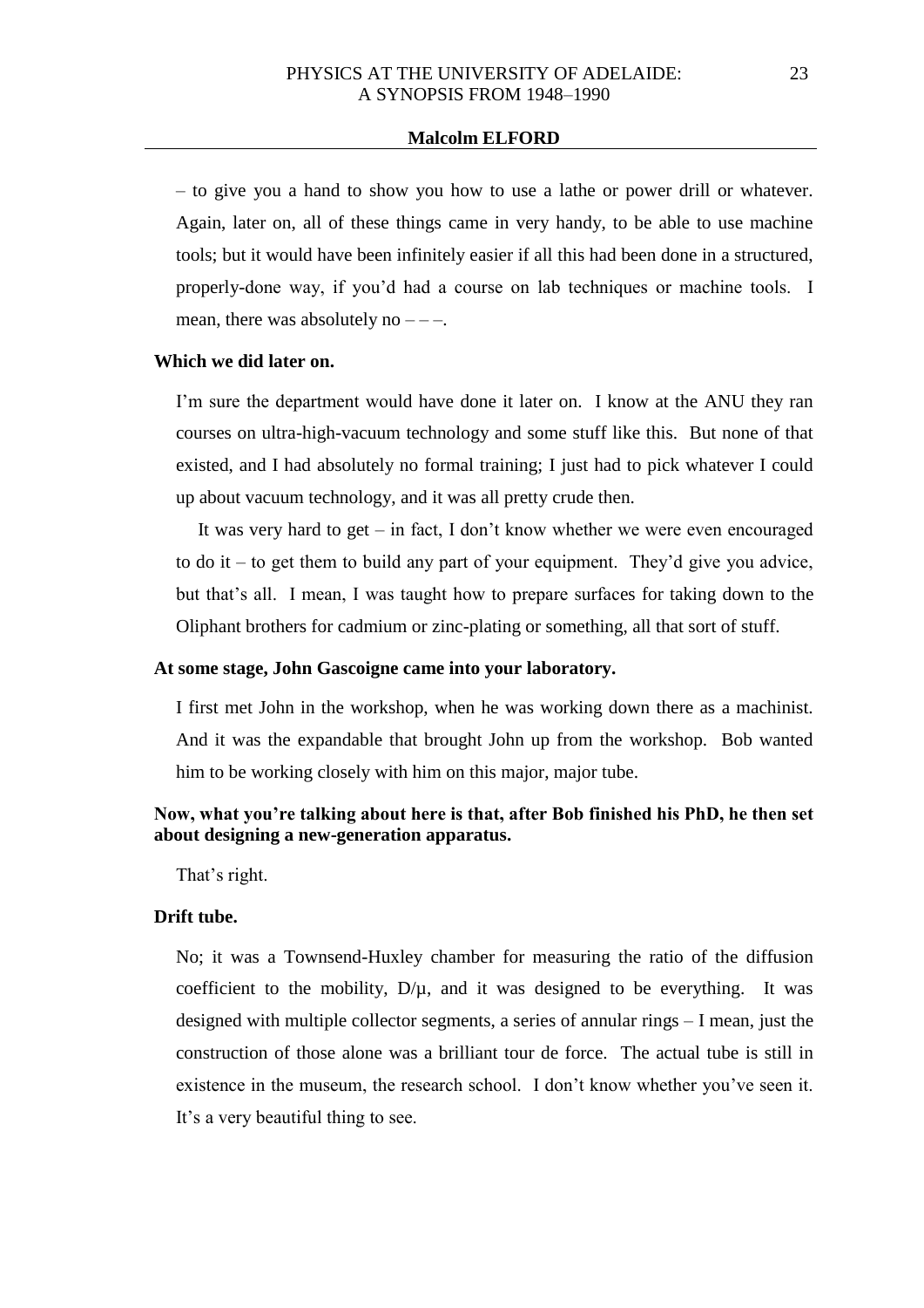– to give you a hand to show you how to use a lathe or power drill or whatever. Again, later on, all of these things came in very handy, to be able to use machine tools; but it would have been infinitely easier if all this had been done in a structured, properly-done way, if you'd had a course on lab techniques or machine tools. I mean, there was absolutely no – – –.

**Which we did later on.**

I'm sure the department would have done it later on. I know at the ANU they ran courses on ultra-high-vacuum technology and some stuff like this. But none of that existed, and I had absolutely no formal training; I just had to pick whatever I could up about vacuum technology, and it was all pretty crude then.

It was very hard to get – in fact, I don't know whether we were even encouraged to do it – to get them to build any part of your equipment. They'd give you advice, but that's all. I mean, I was taught how to prepare surfaces for taking down to the Oliphant brothers for cadmium or zinc-plating or something, all that sort of stuff.

**At some stage, John Gascoigne came into your laboratory.**

I first met John in the workshop, when he was working down there as a machinist. And it was the expandable that brought John up from the workshop. Bob wanted him to be working closely with him on this major, major tube.

**Now, what you're talking about here is that, after Bob finished his PhD, he then set about designing a new-generation apparatus.**

That's right.

**Drift tube.**

No; it was a Townsend-Huxley chamber for measuring the ratio of the diffusion coefficient to the mobility, $D/\mu$, and it was designed to be everything. It was designed with multiple collector segments, a series of annular rings – I mean, just the construction of those alone was a brilliant tour de force. The actual tube is still in existence in the museum, the research school. I don't know whether you've seen it. It's a very beautiful thing to see.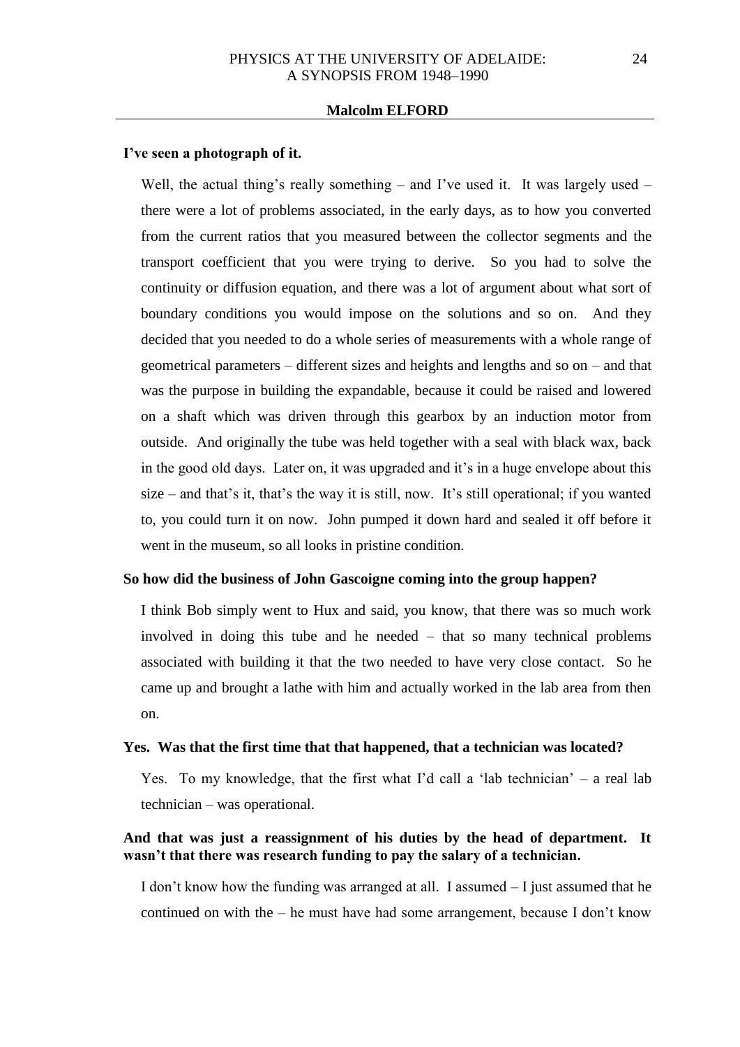**I've seen a photograph of it.**

Well, the actual thing's really something – and I've used it. It was largely used – there were a lot of problems associated, in the early days, as to how you converted from the current ratios that you measured between the collector segments and the transport coefficient that you were trying to derive. So you had to solve the continuity or diffusion equation, and there was a lot of argument about what sort of boundary conditions you would impose on the solutions and so on. And they decided that you needed to do a whole series of measurements with a whole range of geometrical parameters – different sizes and heights and lengths and so on – and that was the purpose in building the expandable, because it could be raised and lowered on a shaft which was driven through this gearbox by an induction motor from outside. And originally the tube was held together with a seal with black wax, back in the good old days. Later on, it was upgraded and it's in a huge envelope about this size – and that's it, that's the way it is still, now. It's still operational; if you wanted to, you could turn it on now. John pumped it down hard and sealed it off before it went in the museum, so all looks in pristine condition.

**So how did the business of John Gascoigne coming into the group happen?**

I think Bob simply went to Hux and said, you know, that there was so much work involved in doing this tube and he needed – that so many technical problems associated with building it that the two needed to have very close contact. So he came up and brought a lathe with him and actually worked in the lab area from then on.

**Yes. Was that the first time that that happened, that a technician was located?**

Yes. To my knowledge, that the first what I'd call a 'lab technician' – a real lab technician – was operational.

**And that was just a reassignment of his duties by the head of department. It wasn't that there was research funding to pay the salary of a technician.**

I don't know how the funding was arranged at all. I assumed – I just assumed that he continued on with the – he must have had some arrangement, because I don't know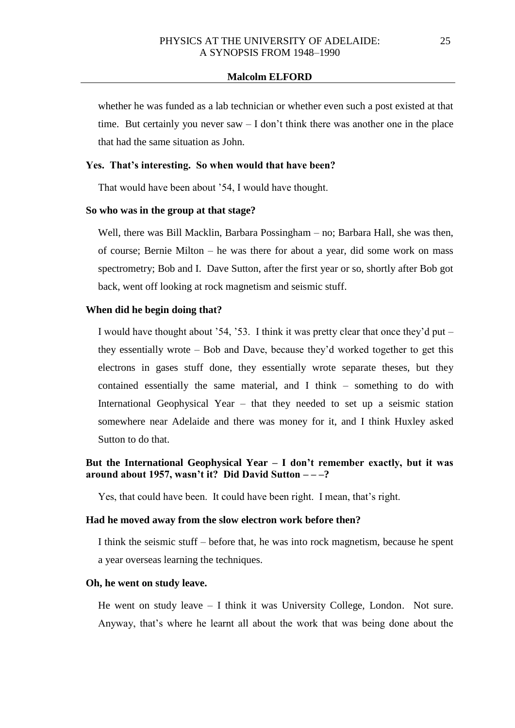whether he was funded as a lab technician or whether even such a post existed at that time. But certainly you never saw – I don't think there was another one in the place that had the same situation as John.

**Yes. That's interesting. So when would that have been?**

That would have been about '54, I would have thought.

**So who was in the group at that stage?**

Well, there was Bill Macklin, Barbara Possingham – no; Barbara Hall, she was then, of course; Bernie Milton – he was there for about a year, did some work on mass spectrometry; Bob and I. Dave Sutton, after the first year or so, shortly after Bob got back, went off looking at rock magnetism and seismic stuff.

**When did he begin doing that?**

I would have thought about '54, '53. I think it was pretty clear that once they'd put – they essentially wrote – Bob and Dave, because they'd worked together to get this electrons in gases stuff done, they essentially wrote separate theses, but they contained essentially the same material, and I think – something to do with International Geophysical Year – that they needed to set up a seismic station somewhere near Adelaide and there was money for it, and I think Huxley asked Sutton to do that.

**But the International Geophysical Year – I don't remember exactly, but it was around about 1957, wasn't it? Did David Sutton – – –?**

Yes, that could have been. It could have been right. I mean, that's right.

**Had he moved away from the slow electron work before then?**

I think the seismic stuff – before that, he was into rock magnetism, because he spent a year overseas learning the techniques.

**Oh, he went on study leave.**

He went on study leave – I think it was University College, London. Not sure. Anyway, that's where he learnt all about the work that was being done about the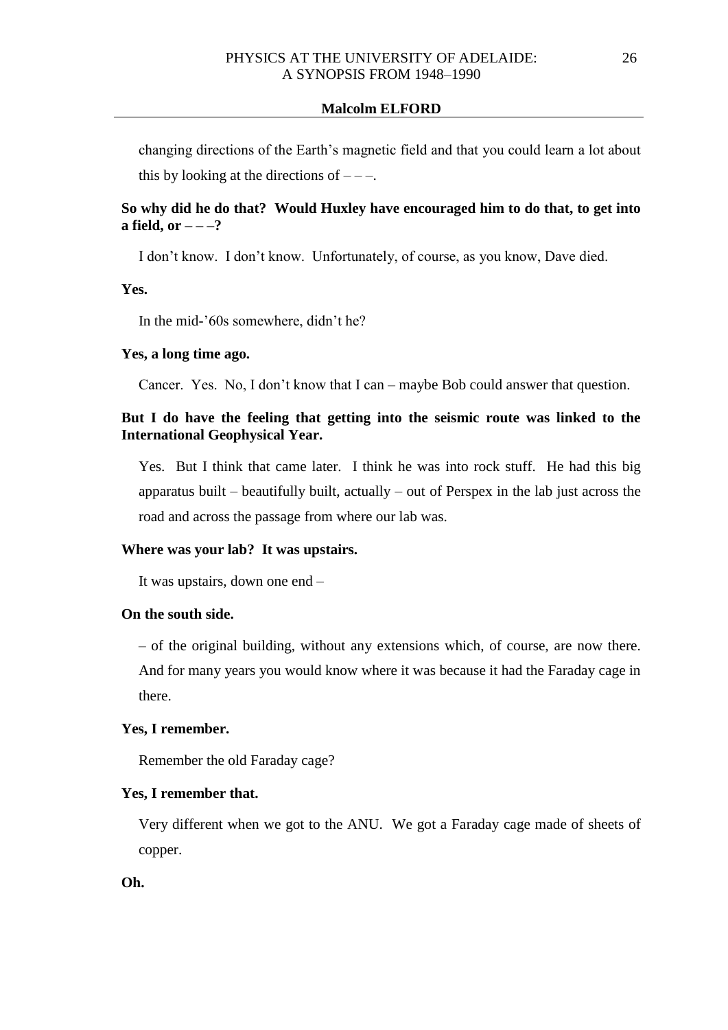changing directions of the Earth's magnetic field and that you could learn a lot about this by looking at the directions of – – –.

**So why did he do that? Would Huxley have encouraged him to do that, to get into a field, or – – –?**

I don't know. I don't know. Unfortunately, of course, as you know, Dave died.

**Yes.**

In the mid-'60s somewhere, didn't he?

**Yes, a long time ago.**

Cancer. Yes. No, I don't know that I can – maybe Bob could answer that question.

**But I do have the feeling that getting into the seismic route was linked to the International Geophysical Year.**

Yes. But I think that came later. I think he was into rock stuff. He had this big apparatus built – beautifully built, actually – out of Perspex in the lab just across the road and across the passage from where our lab was.

**Where was your lab? It was upstairs.**

It was upstairs, down one end –

**On the south side.**

– of the original building, without any extensions which, of course, are now there. And for many years you would know where it was because it had the Faraday cage in there.

**Yes, I remember.**

Remember the old Faraday cage?

**Yes, I remember that.**

Very different when we got to the ANU. We got a Faraday cage made of sheets of copper.

**Oh.**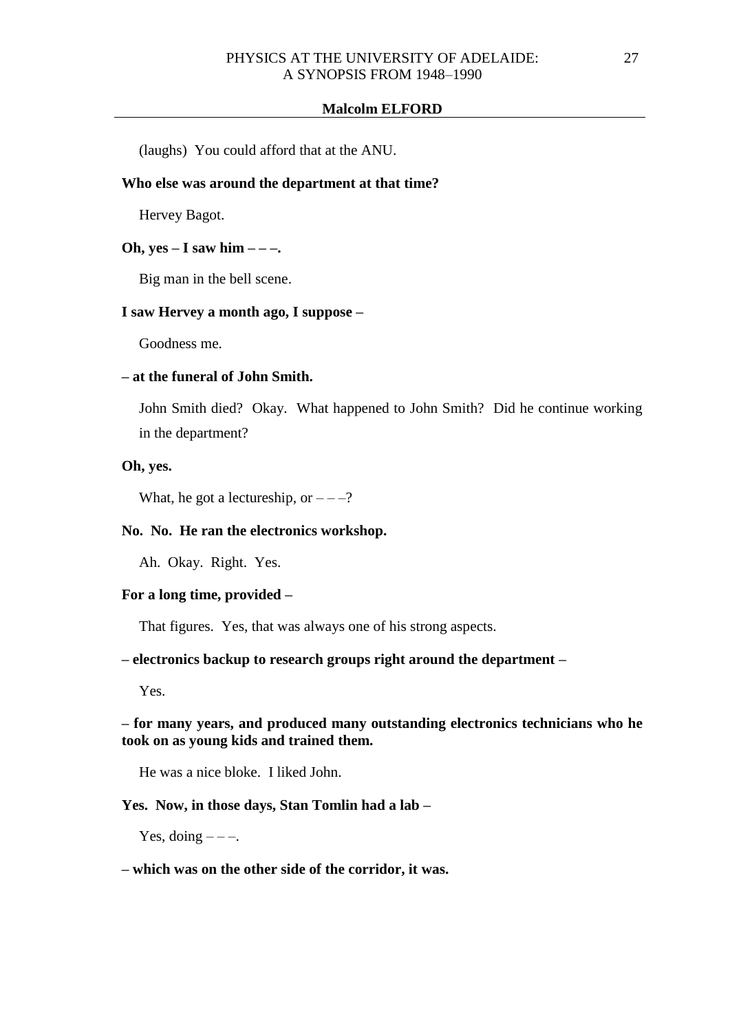(laughs) You could afford that at the ANU.

**Who else was around the department at that time?**

Hervey Bagot.

**Oh, yes – I saw him – – –.**

Big man in the bell scene.

**I saw Hervey a month ago, I suppose –**

Goodness me.

**– at the funeral of John Smith.**

John Smith died? Okay. What happened to John Smith? Did he continue working in the department?

**Oh, yes.**

What, he got a lectureship, or – – –?

**No. No. He ran the electronics workshop.**

Ah. Okay. Right. Yes.

**For a long time, provided –**

That figures. Yes, that was always one of his strong aspects.

**– electronics backup to research groups right around the department –**

Yes.

**– for many years, and produced many outstanding electronics technicians who he took on as young kids and trained them.**

He was a nice bloke. I liked John.

**Yes. Now, in those days, Stan Tomlin had a lab –**

Yes, doing – – –.

**– which was on the other side of the corridor, it was.**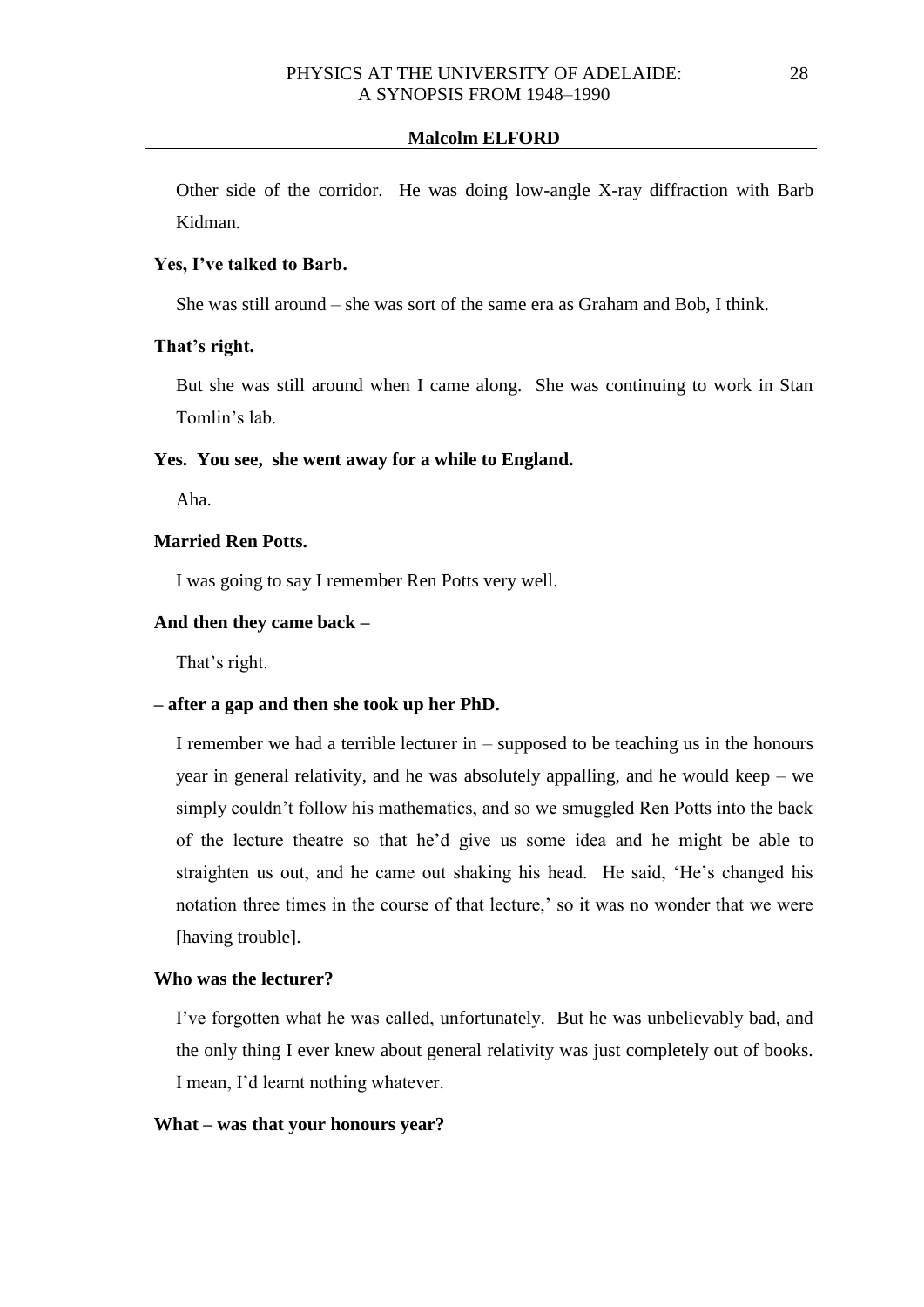Other side of the corridor. He was doing low-angle X-ray diffraction with Barb Kidman.

**Yes, I've talked to Barb.**

She was still around – she was sort of the same era as Graham and Bob, I think.

**That's right.**

But she was still around when I came along. She was continuing to work in Stan Tomlin's lab.

**Yes. You see, she went away for a while to England.**

Aha.

**Married Ren Potts.**

I was going to say I remember Ren Potts very well.

**And then they came back –**

That's right.

**– after a gap and then she took up her PhD.**

I remember we had a terrible lecturer in – supposed to be teaching us in the honours year in general relativity, and he was absolutely appalling, and he would keep – we simply couldn't follow his mathematics, and so we smuggled Ren Potts into the back of the lecture theatre so that he'd give us some idea and he might be able to straighten us out, and he came out shaking his head. He said, 'He's changed his notation three times in the course of that lecture,' so it was no wonder that we were [having trouble].

**Who was the lecturer?**

I've forgotten what he was called, unfortunately. But he was unbelievably bad, and the only thing I ever knew about general relativity was just completely out of books. I mean, I'd learnt nothing whatever.

**What – was that your honours year?**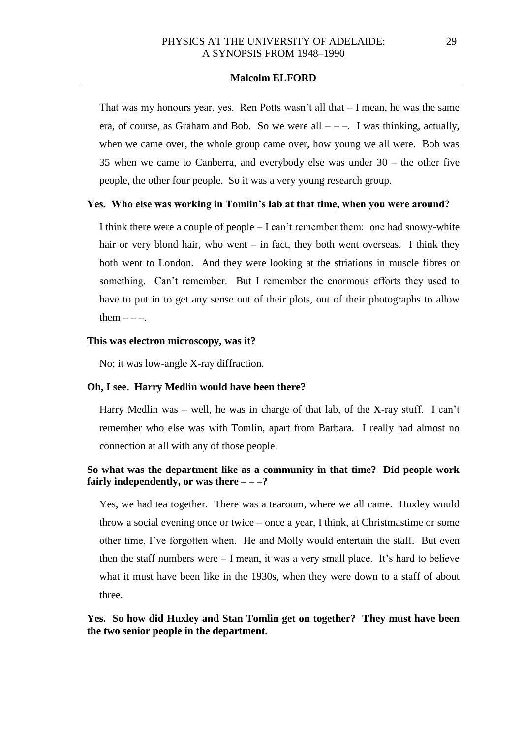That was my honours year, yes. Ren Potts wasn't all that – I mean, he was the same era, of course, as Graham and Bob. So we were all – – –. I was thinking, actually, when we came over, the whole group came over, how young we all were. Bob was 35 when we came to Canberra, and everybody else was under 30 – the other five people, the other four people. So it was a very young research group.

**Yes. Who else was working in Tomlin's lab at that time, when you were around?**

I think there were a couple of people – I can't remember them: one had snowy-white hair or very blond hair, who went – in fact, they both went overseas. I think they both went to London. And they were looking at the striations in muscle fibres or something. Can't remember. But I remember the enormous efforts they used to have to put in to get any sense out of their plots, out of their photographs to allow them – – –.

**This was electron microscopy, was it?**

No; it was low-angle X-ray diffraction.

**Oh, I see. Harry Medlin would have been there?**

Harry Medlin was – well, he was in charge of that lab, of the X-ray stuff. I can't remember who else was with Tomlin, apart from Barbara. I really had almost no connection at all with any of those people.

**So what was the department like as a community in that time? Did people work fairly independently, or was there – – –?**

Yes, we had tea together. There was a tearoom, where we all came. Huxley would throw a social evening once or twice – once a year, I think, at Christmastime or some other time, I've forgotten when. He and Molly would entertain the staff. But even then the staff numbers were – I mean, it was a very small place. It's hard to believe what it must have been like in the 1930s, when they were down to a staff of about three.

**Yes. So how did Huxley and Stan Tomlin get on together? They must have been the two senior people in the department.**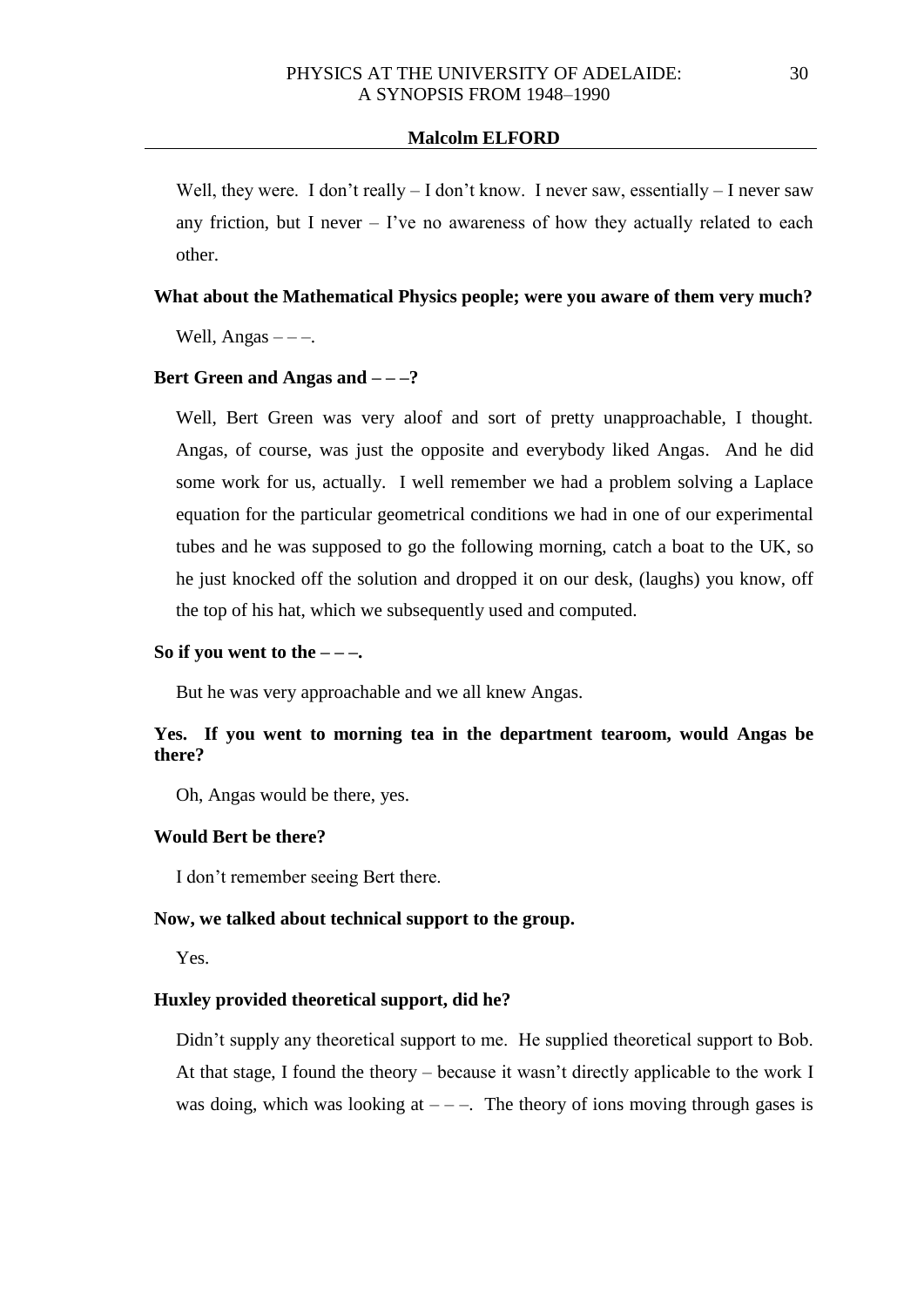Well, they were. I don't really – I don't know. I never saw, essentially – I never saw any friction, but I never – I've no awareness of how they actually related to each other.

**What about the Mathematical Physics people; were you aware of them very much?**

Well, Angas – – –.

**Bert Green and Angas and – – –?**

Well, Bert Green was very aloof and sort of pretty unapproachable, I thought. Angas, of course, was just the opposite and everybody liked Angas. And he did some work for us, actually. I well remember we had a problem solving a Laplace equation for the particular geometrical conditions we had in one of our experimental tubes and he was supposed to go the following morning, catch a boat to the UK, so he just knocked off the solution and dropped it on our desk, (laughs) you know, off the top of his hat, which we subsequently used and computed.

**So if you went to the – – –.**

But he was very approachable and we all knew Angas.

**Yes. If you went to morning tea in the department tearoom, would Angas be there?**

Oh, Angas would be there, yes.

**Would Bert be there?**

I don't remember seeing Bert there.

**Now, we talked about technical support to the group.**

Yes.

**Huxley provided theoretical support, did he?**

Didn't supply any theoretical support to me. He supplied theoretical support to Bob. At that stage, I found the theory – because it wasn't directly applicable to the work I was doing, which was looking at – – –. The theory of ions moving through gases is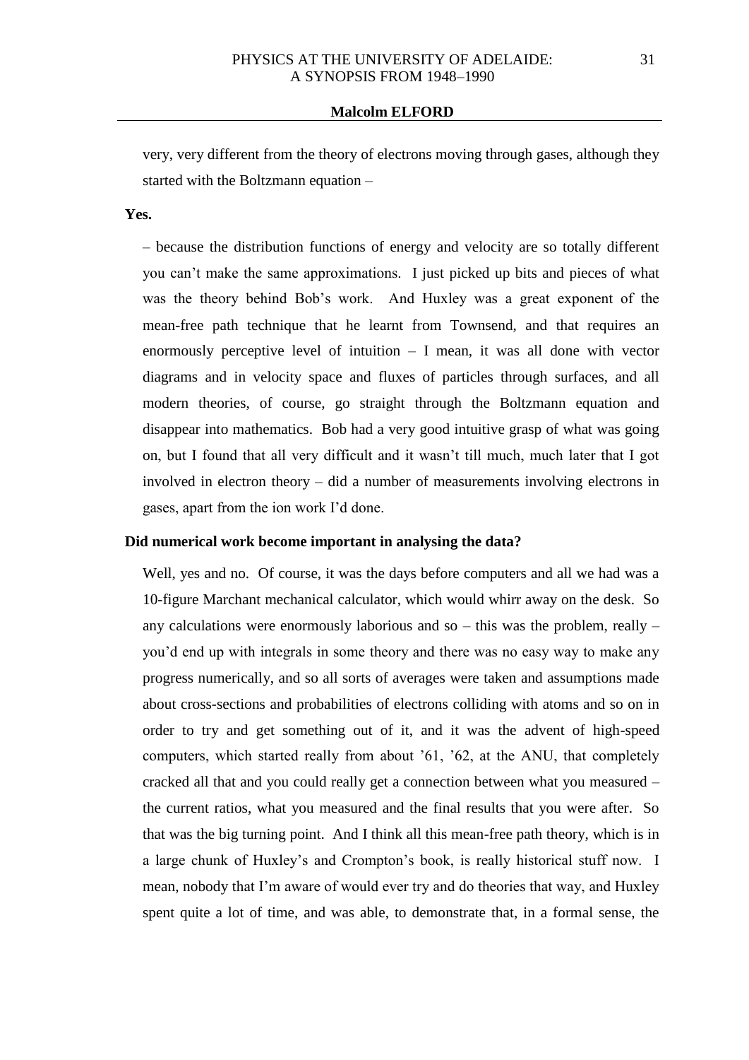very, very different from the theory of electrons moving through gases, although they started with the Boltzmann equation –

**Yes.**

– because the distribution functions of energy and velocity are so totally different you can't make the same approximations. I just picked up bits and pieces of what was the theory behind Bob's work. And Huxley was a great exponent of the mean-free path technique that he learnt from Townsend, and that requires an enormously perceptive level of intuition – I mean, it was all done with vector diagrams and in velocity space and fluxes of particles through surfaces, and all modern theories, of course, go straight through the Boltzmann equation and disappear into mathematics. Bob had a very good intuitive grasp of what was going on, but I found that all very difficult and it wasn't till much, much later that I got involved in electron theory – did a number of measurements involving electrons in gases, apart from the ion work I'd done.

**Did numerical work become important in analysing the data?**

Well, yes and no. Of course, it was the days before computers and all we had was a 10-figure Marchant mechanical calculator, which would whirr away on the desk. So any calculations were enormously laborious and so – this was the problem, really – you'd end up with integrals in some theory and there was no easy way to make any progress numerically, and so all sorts of averages were taken and assumptions made about cross-sections and probabilities of electrons colliding with atoms and so on in order to try and get something out of it, and it was the advent of high-speed computers, which started really from about '61, '62, at the ANU, that completely cracked all that and you could really get a connection between what you measured – the current ratios, what you measured and the final results that you were after. So that was the big turning point. And I think all this mean-free path theory, which is in a large chunk of Huxley's and Crompton's book, is really historical stuff now. I mean, nobody that I'm aware of would ever try and do theories that way, and Huxley spent quite a lot of time, and was able, to demonstrate that, in a formal sense, the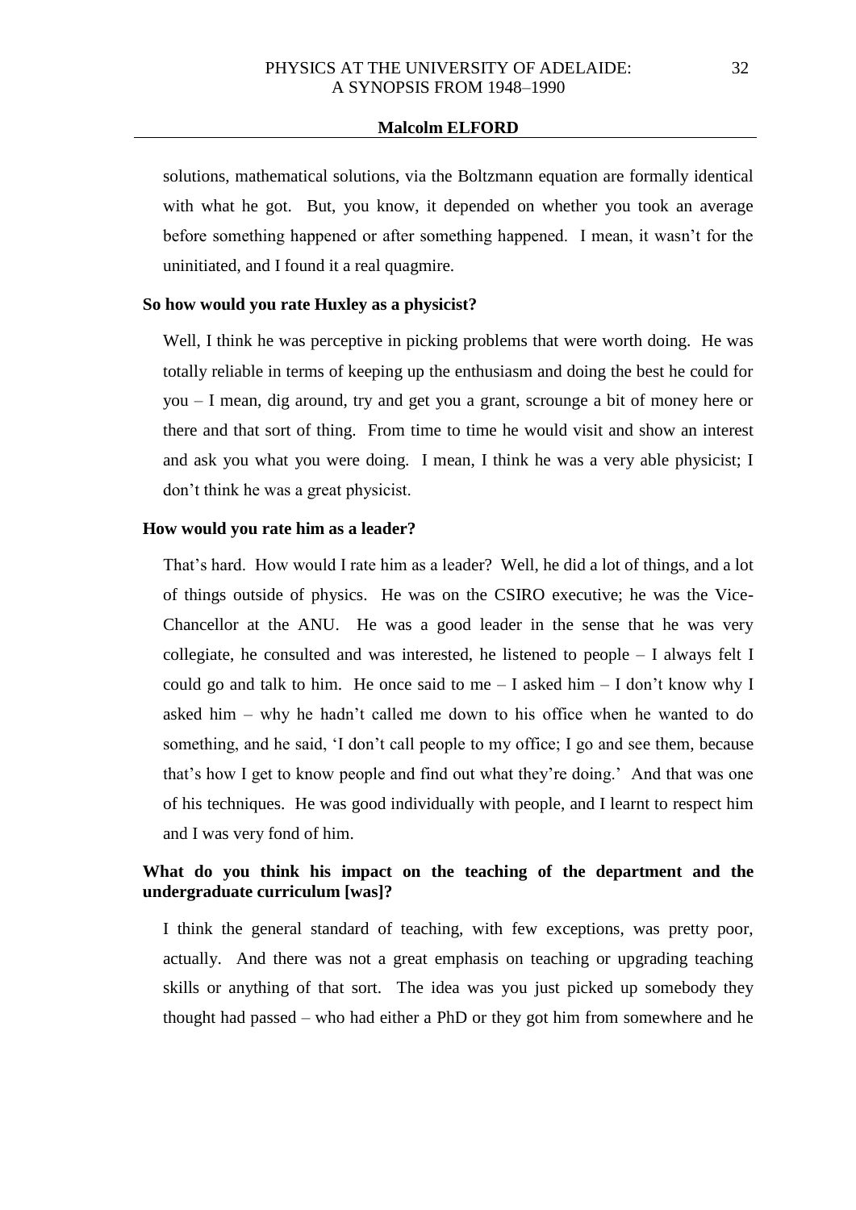solutions, mathematical solutions, via the Boltzmann equation are formally identical with what he got. But, you know, it depended on whether you took an average before something happened or after something happened. I mean, it wasn't for the uninitiated, and I found it a real quagmire.

**So how would you rate Huxley as a physicist?**

Well, I think he was perceptive in picking problems that were worth doing. He was totally reliable in terms of keeping up the enthusiasm and doing the best he could for you – I mean, dig around, try and get you a grant, scrounge a bit of money here or there and that sort of thing. From time to time he would visit and show an interest and ask you what you were doing. I mean, I think he was a very able physicist; I don't think he was a great physicist.

**How would you rate him as a leader?**

That's hard. How would I rate him as a leader? Well, he did a lot of things, and a lot of things outside of physics. He was on the CSIRO executive; he was the Vice-Chancellor at the ANU. He was a good leader in the sense that he was very collegiate, he consulted and was interested, he listened to people – I always felt I could go and talk to him. He once said to me – I asked him – I don't know why I asked him – why he hadn't called me down to his office when he wanted to do something, and he said, 'I don't call people to my office; I go and see them, because that's how I get to know people and find out what they're doing.' And that was one of his techniques. He was good individually with people, and I learnt to respect him and I was very fond of him.

**What do you think his impact on the teaching of the department and the undergraduate curriculum [was]?**

I think the general standard of teaching, with few exceptions, was pretty poor, actually. And there was not a great emphasis on teaching or upgrading teaching skills or anything of that sort. The idea was you just picked up somebody they thought had passed – who had either a PhD or they got him from somewhere and he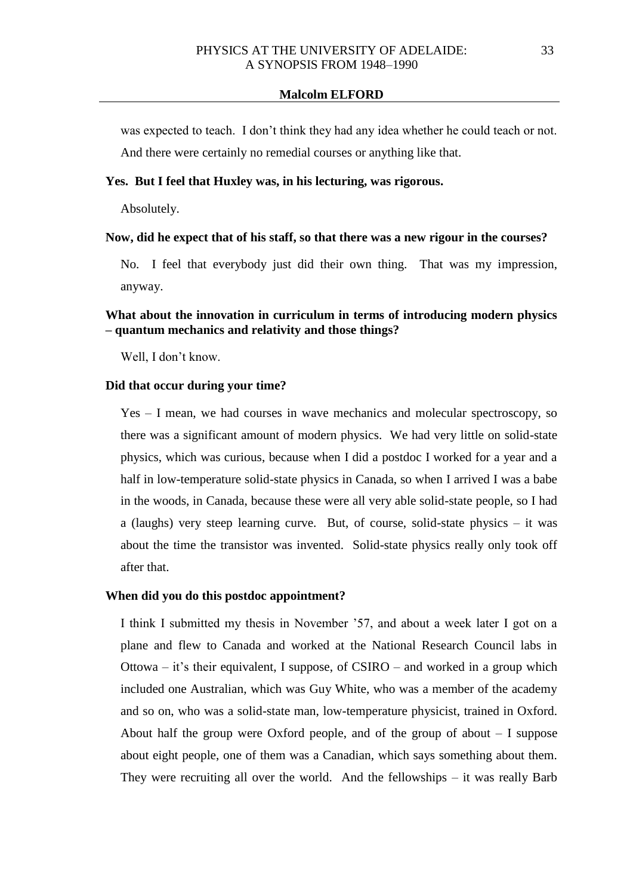was expected to teach. I don't think they had any idea whether he could teach or not. And there were certainly no remedial courses or anything like that.

**Yes. But I feel that Huxley was, in his lecturing, was rigorous.**

Absolutely.

**Now, did he expect that of his staff, so that there was a new rigour in the courses?**

No. I feel that everybody just did their own thing. That was my impression, anyway.

**What about the innovation in curriculum in terms of introducing modern physics – quantum mechanics and relativity and those things?**

Well, I don't know.

**Did that occur during your time?**

Yes – I mean, we had courses in wave mechanics and molecular spectroscopy, so there was a significant amount of modern physics. We had very little on solid-state physics, which was curious, because when I did a postdoc I worked for a year and a half in low-temperature solid-state physics in Canada, so when I arrived I was a babe in the woods, in Canada, because these were all very able solid-state people, so I had a (laughs) very steep learning curve. But, of course, solid-state physics – it was about the time the transistor was invented. Solid-state physics really only took off after that.

**When did you do this postdoc appointment?**

I think I submitted my thesis in November '57, and about a week later I got on a plane and flew to Canada and worked at the National Research Council labs in Ottowa – it's their equivalent, I suppose, of CSIRO – and worked in a group which included one Australian, which was Guy White, who was a member of the academy and so on, who was a solid-state man, low-temperature physicist, trained in Oxford. About half the group were Oxford people, and of the group of about – I suppose about eight people, one of them was a Canadian, which says something about them. They were recruiting all over the world. And the fellowships – it was really Barb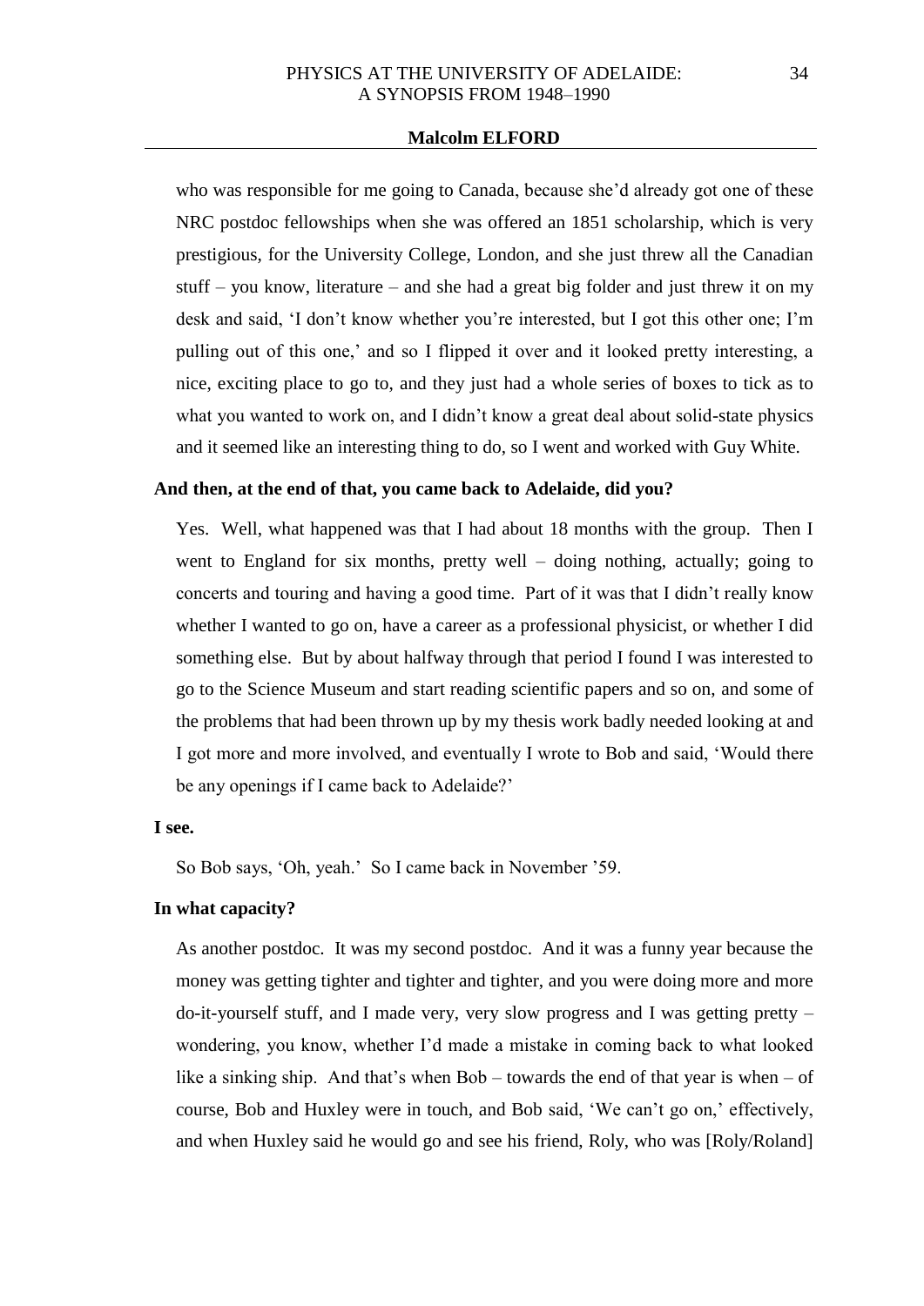who was responsible for me going to Canada, because she'd already got one of these NRC postdoc fellowships when she was offered an 1851 scholarship, which is very prestigious, for the University College, London, and she just threw all the Canadian stuff – you know, literature – and she had a great big folder and just threw it on my desk and said, 'I don't know whether you're interested, but I got this other one; I'm pulling out of this one,' and so I flipped it over and it looked pretty interesting, a nice, exciting place to go to, and they just had a whole series of boxes to tick as to what you wanted to work on, and I didn't know a great deal about solid-state physics and it seemed like an interesting thing to do, so I went and worked with Guy White.

**And then, at the end of that, you came back to Adelaide, did you?**

Yes. Well, what happened was that I had about 18 months with the group. Then I went to England for six months, pretty well – doing nothing, actually; going to concerts and touring and having a good time. Part of it was that I didn't really know whether I wanted to go on, have a career as a professional physicist, or whether I did something else. But by about halfway through that period I found I was interested to go to the Science Museum and start reading scientific papers and so on, and some of the problems that had been thrown up by my thesis work badly needed looking at and I got more and more involved, and eventually I wrote to Bob and said, 'Would there be any openings if I came back to Adelaide?'

**I see.**

So Bob says, 'Oh, yeah.' So I came back in November '59.

**In what capacity?**

As another postdoc. It was my second postdoc. And it was a funny year because the money was getting tighter and tighter and tighter, and you were doing more and more do-it-yourself stuff, and I made very, very slow progress and I was getting pretty – wondering, you know, whether I'd made a mistake in coming back to what looked like a sinking ship. And that's when Bob – towards the end of that year is when – of course, Bob and Huxley were in touch, and Bob said, 'We can't go on,' effectively, and when Huxley said he would go and see his friend, Roly, who was [Roly/Roland]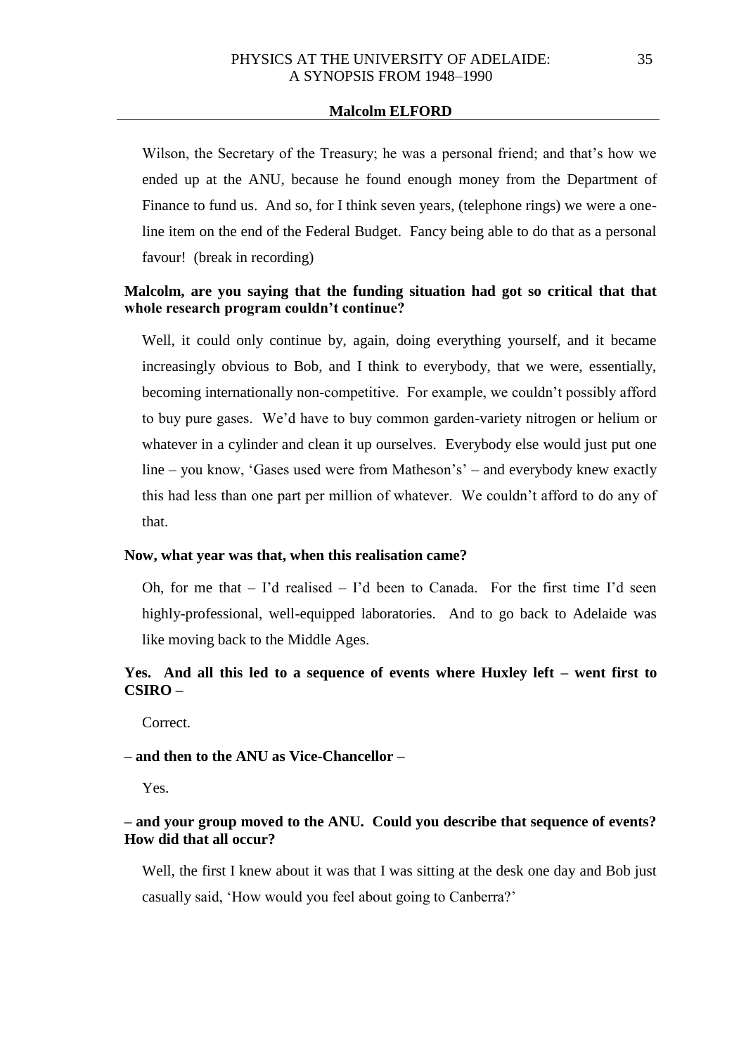Wilson, the Secretary of the Treasury; he was a personal friend; and that's how we ended up at the ANU, because he found enough money from the Department of Finance to fund us. And so, for I think seven years, (telephone rings) we were a one-line item on the end of the Federal Budget. Fancy being able to do that as a personal favour! (break in recording)

**Malcolm, are you saying that the funding situation had got so critical that that whole research program couldn't continue?**

Well, it could only continue by, again, doing everything yourself, and it became increasingly obvious to Bob, and I think to everybody, that we were, essentially, becoming internationally non-competitive. For example, we couldn't possibly afford to buy pure gases. We'd have to buy common garden-variety nitrogen or helium or whatever in a cylinder and clean it up ourselves. Everybody else would just put one line – you know, 'Gases used were from Matheson's' – and everybody knew exactly this had less than one part per million of whatever. We couldn't afford to do any of that.

**Now, what year was that, when this realisation came?**

Oh, for me that – I'd realised – I'd been to Canada. For the first time I'd seen highly-professional, well-equipped laboratories. And to go back to Adelaide was like moving back to the Middle Ages.

**Yes. And all this led to a sequence of events where Huxley left – went first to CSIRO –**

Correct.

**– and then to the ANU as Vice-Chancellor –**

Yes.

**– and your group moved to the ANU. Could you describe that sequence of events? How did that all occur?**

Well, the first I knew about it was that I was sitting at the desk one day and Bob just casually said, 'How would you feel about going to Canberra?'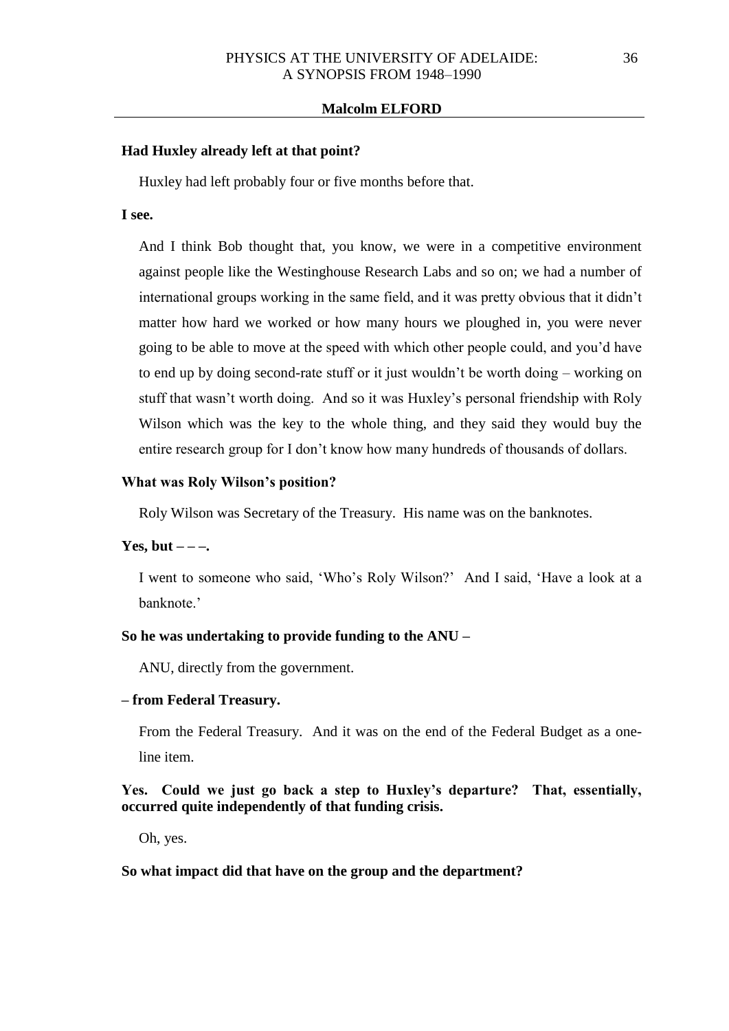**Had Huxley already left at that point?**

Huxley had left probably four or five months before that.

**I see.**

And I think Bob thought that, you know, we were in a competitive environment against people like the Westinghouse Research Labs and so on; we had a number of international groups working in the same field, and it was pretty obvious that it didn't matter how hard we worked or how many hours we ploughed in, you were never going to be able to move at the speed with which other people could, and you'd have to end up by doing second-rate stuff or it just wouldn't be worth doing – working on stuff that wasn't worth doing. And so it was Huxley's personal friendship with Roly Wilson which was the key to the whole thing, and they said they would buy the entire research group for I don't know how many hundreds of thousands of dollars.

**What was Roly Wilson's position?**

Roly Wilson was Secretary of the Treasury. His name was on the banknotes.

**Yes, but – – –.**

I went to someone who said, 'Who's Roly Wilson?' And I said, 'Have a look at a banknote.'

**So he was undertaking to provide funding to the ANU –**

ANU, directly from the government.

**– from Federal Treasury.**

From the Federal Treasury. And it was on the end of the Federal Budget as a one-line item.

**Yes. Could we just go back a step to Huxley's departure? That, essentially, occurred quite independently of that funding crisis.**

Oh, yes.

**So what impact did that have on the group and the department?**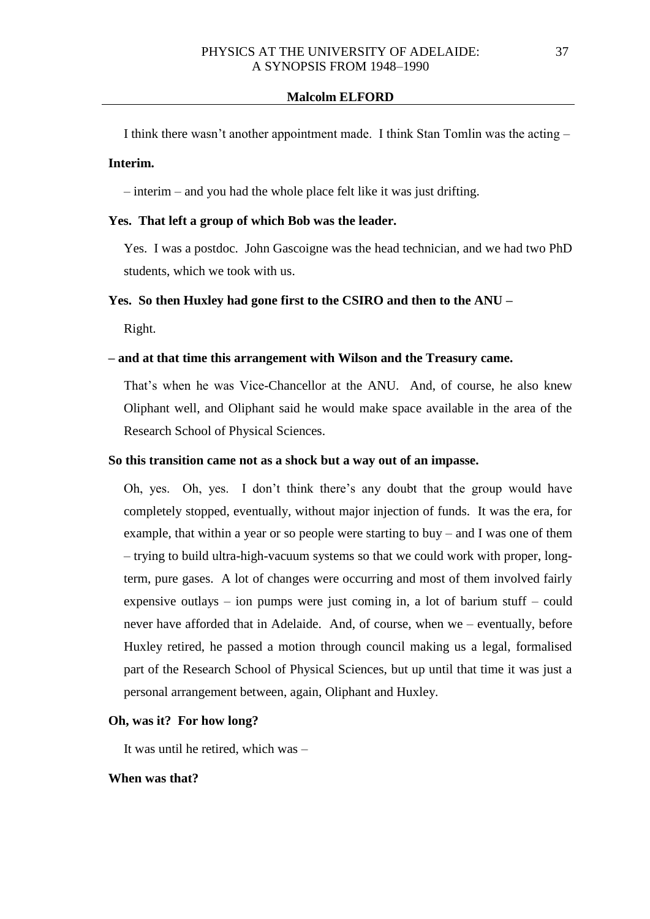**Malcolm ELFORD**

I think there wasn't another appointment made. I think Stan Tomlin was the acting –

**Interim.**

– interim – and you had the whole place felt like it was just drifting.

**Yes. That left a group of which Bob was the leader.**

Yes. I was a postdoc. John Gascoigne was the head technician, and we had two PhD students, which we took with us.

**Yes. So then Huxley had gone first to the CSIRO and then to the ANU –**

Right.

**– and at that time this arrangement with Wilson and the Treasury came.**

That's when he was Vice-Chancellor at the ANU. And, of course, he also knew Oliphant well, and Oliphant said he would make space available in the area of the Research School of Physical Sciences.

**So this transition came not as a shock but a way out of an impasse.**

Oh, yes. Oh, yes. I don't think there's any doubt that the group would have completely stopped, eventually, without major injection of funds. It was the era, for example, that within a year or so people were starting to buy – and I was one of them – trying to build ultra-high-vacuum systems so that we could work with proper, long-term, pure gases. A lot of changes were occurring and most of them involved fairly expensive outlays – ion pumps were just coming in, a lot of barium stuff – could never have afforded that in Adelaide. And, of course, when we – eventually, before Huxley retired, he passed a motion through council making us a legal, formalised part of the Research School of Physical Sciences, but up until that time it was just a personal arrangement between, again, Oliphant and Huxley.

**Oh, was it? For how long?**

It was until he retired, which was –

**When was that?**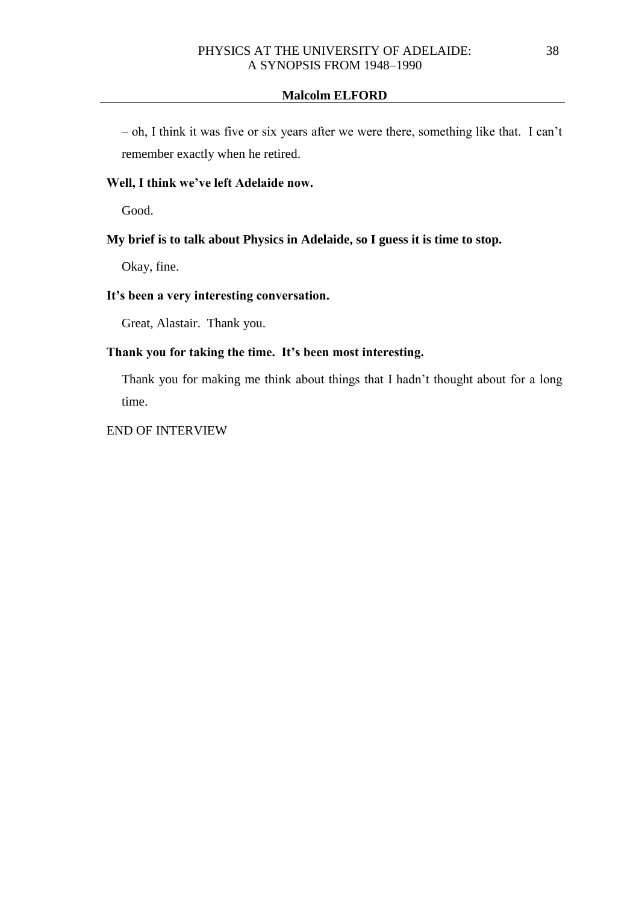– oh, I think it was five or six years after we were there, something like that. I can't remember exactly when he retired.

**Well, I think we've left Adelaide now.**

Good.

**My brief is to talk about Physics in Adelaide, so I guess it is time to stop.**

Okay, fine.

**It's been a very interesting conversation.**

Great, Alastair. Thank you.

**Thank you for taking the time. It's been most interesting.**

Thank you for making me think about things that I hadn't thought about for a long time.

END OF INTERVIEW